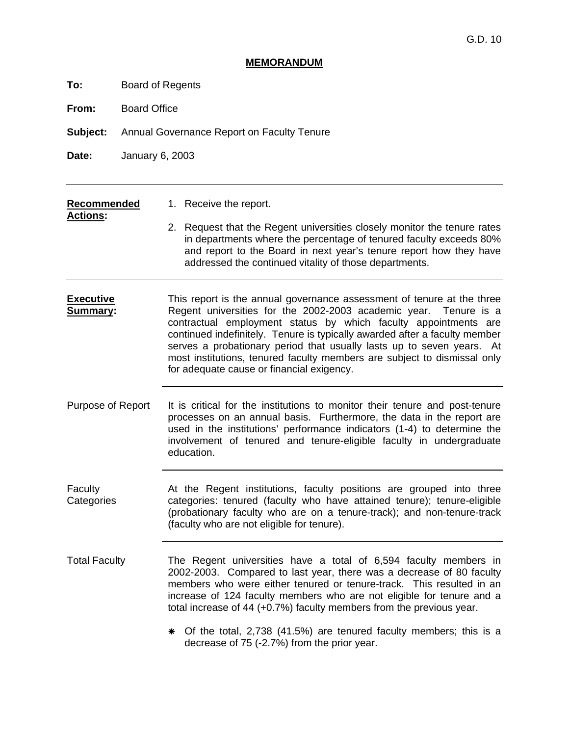G.D. 10

# MEMORANDUM

**To:** Board of Regents

**From:** Board Office

**Subject:** Annual Governance Report on Faculty Tenure

**Date:** January 6, 2003

---

**Recommended Actions:**

1. Receive the report.
2. Request that the Regent universities closely monitor the tenure rates in departments where the percentage of tenured faculty exceeds 80% and report to the Board in next year's tenure report how they have addressed the continued vitality of those departments.

---

**Executive Summary:**

This report is the annual governance assessment of tenure at the three Regent universities for the 2002-2003 academic year. Tenure is a contractual employment status by which faculty appointments are continued indefinitely. Tenure is typically awarded after a faculty member serves a probationary period that usually lasts up to seven years. At most institutions, tenured faculty members are subject to dismissal only for adequate cause or financial exigency.

---

Purpose of Report

It is critical for the institutions to monitor their tenure and post-tenure processes on an annual basis. Furthermore, the data in the report are used in the institutions' performance indicators (1-4) to determine the involvement of tenured and tenure-eligible faculty in undergraduate education.

---

Faculty Categories

At the Regent institutions, faculty positions are grouped into three categories: tenured (faculty who have attained tenure); tenure-eligible (probationary faculty who are on a tenure-track); and non-tenure-track (faculty who are not eligible for tenure).

---

Total Faculty

The Regent universities have a total of 6,594 faculty members in 2002-2003. Compared to last year, there was a decrease of 80 faculty members who were either tenured or tenure-track. This resulted in an increase of 124 faculty members who are not eligible for tenure and a total increase of 44 (+0.7%) faculty members from the previous year.

- Of the total, 2,738 (41.5%) are tenured faculty members; this is a decrease of 75 (-2.7%) from the prior year.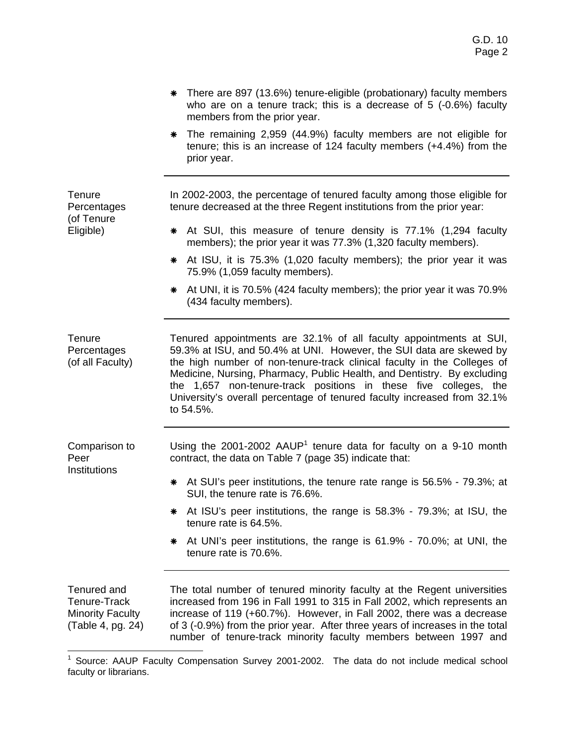* There are 897 (13.6%) tenure-eligible (probationary) faculty members who are on a tenure track; this is a decrease of 5 (-0.6%) faculty members from the prior year.
* The remaining 2,959 (44.9%) faculty members are not eligible for tenure; this is an increase of 124 faculty members (+4.4%) from the prior year.

---

**Tenure Percentages (of Tenure Eligible)**

In 2002-2003, the percentage of tenured faculty among those eligible for tenure decreased at the three Regent institutions from the prior year:

* At SUI, this measure of tenure density is 77.1% (1,294 faculty members); the prior year it was 77.3% (1,320 faculty members).
* At ISU, it is 75.3% (1,020 faculty members); the prior year it was 75.9% (1,059 faculty members).
* At UNI, it is 70.5% (424 faculty members); the prior year it was 70.9% (434 faculty members).

---

**Tenure Percentages (of all Faculty)**

Tenured appointments are 32.1% of all faculty appointments at SUI, 59.3% at ISU, and 50.4% at UNI. However, the SUI data are skewed by the high number of non-tenure-track clinical faculty in the Colleges of Medicine, Nursing, Pharmacy, Public Health, and Dentistry. By excluding the 1,657 non-tenure-track positions in these five colleges, the University's overall percentage of tenured faculty increased from 32.1% to 54.5%.

---

**Comparison to Peer Institutions**

Using the 2001-2002 AAUP[1] tenure data for faculty on a 9-10 month contract, the data on Table 7 (page 35) indicate that:

* At SUI's peer institutions, the tenure rate range is 56.5% - 79.3%; at SUI, the tenure rate is 76.6%.
* At ISU's peer institutions, the range is 58.3% - 79.3%; at ISU, the tenure rate is 64.5%.
* At UNI's peer institutions, the range is 61.9% - 70.0%; at UNI, the tenure rate is 70.6%.

---

**Tenured and Tenure-Track Minority Faculty (Table 4, pg. 24)**

The total number of tenured minority faculty at the Regent universities increased from 196 in Fall 1991 to 315 in Fall 2002, which represents an increase of 119 (+60.7%). However, in Fall 2002, there was a decrease of 3 (-0.9%) from the prior year. After three years of increases in the total number of tenure-track minority faculty members between 1997 and

[1] Source: AAUP Faculty Compensation Survey 2001-2002. The data do not include medical school faculty or librarians.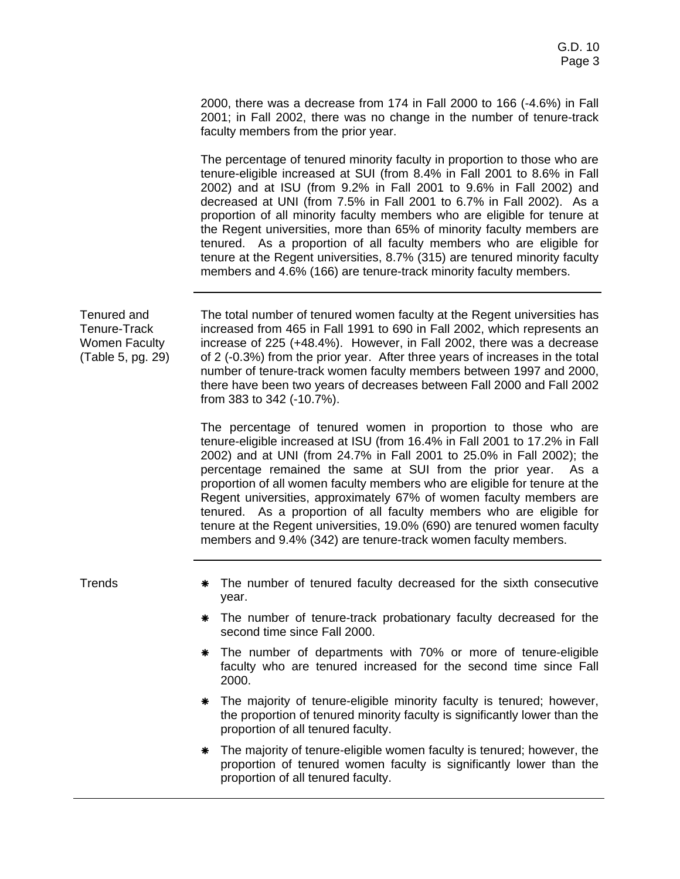2000, there was a decrease from 174 in Fall 2000 to 166 (-4.6%) in Fall 2001; in Fall 2002, there was no change in the number of tenure-track faculty members from the prior year.

The percentage of tenured minority faculty in proportion to those who are tenure-eligible increased at SUI (from 8.4% in Fall 2001 to 8.6% in Fall 2002) and at ISU (from 9.2% in Fall 2001 to 9.6% in Fall 2002) and decreased at UNI (from 7.5% in Fall 2001 to 6.7% in Fall 2002). As a proportion of all minority faculty members who are eligible for tenure at the Regent universities, more than 65% of minority faculty members are tenured. As a proportion of all faculty members who are eligible for tenure at the Regent universities, 8.7% (315) are tenured minority faculty members and 4.6% (166) are tenure-track minority faculty members.

---

**Tenured and Tenure-Track Women Faculty (Table 5, pg. 29)**

The total number of tenured women faculty at the Regent universities has increased from 465 in Fall 1991 to 690 in Fall 2002, which represents an increase of 225 (+48.4%). However, in Fall 2002, there was a decrease of 2 (-0.3%) from the prior year. After three years of increases in the total number of tenure-track women faculty members between 1997 and 2000, there have been two years of decreases between Fall 2000 and Fall 2002 from 383 to 342 (-10.7%).

The percentage of tenured women in proportion to those who are tenure-eligible increased at ISU (from 16.4% in Fall 2001 to 17.2% in Fall 2002) and at UNI (from 24.7% in Fall 2001 to 25.0% in Fall 2002); the percentage remained the same at SUI from the prior year. As a proportion of all women faculty members who are eligible for tenure at the Regent universities, approximately 67% of women faculty members are tenured. As a proportion of all faculty members who are eligible for tenure at the Regent universities, 19.0% (690) are tenured women faculty members and 9.4% (342) are tenure-track women faculty members.

---

**Trends**

- The number of tenured faculty decreased for the sixth consecutive year.
- The number of tenure-track probationary faculty decreased for the second time since Fall 2000.
- The number of departments with 70% or more of tenure-eligible faculty who are tenured increased for the second time since Fall 2000.
- The majority of tenure-eligible minority faculty is tenured; however, the proportion of tenured minority faculty is significantly lower than the proportion of all tenured faculty.
- The majority of tenure-eligible women faculty is tenured; however, the proportion of tenured women faculty is significantly lower than the proportion of all tenured faculty.

---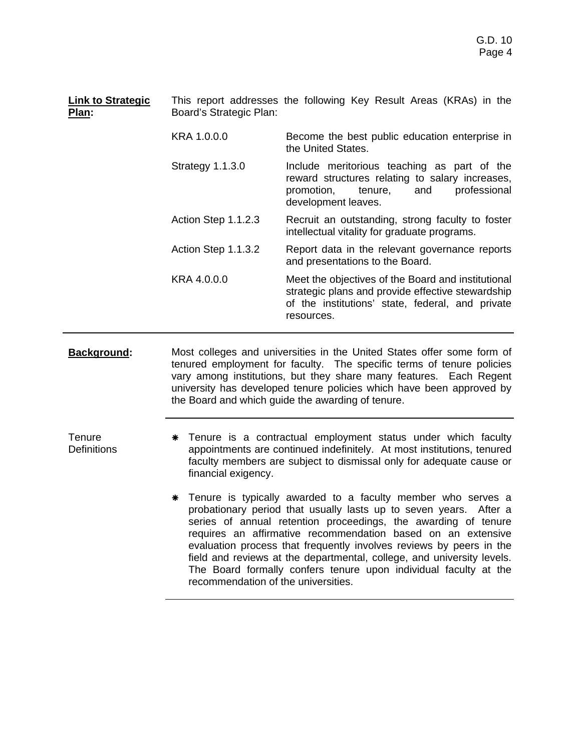**Link to Strategic Plan:** This report addresses the following Key Result Areas (KRAs) in the Board's Strategic Plan:

| | |
|---|---|
| KRA 1.0.0.0 | Become the best public education enterprise in the United States. |
| Strategy 1.1.3.0 | Include meritorious teaching as part of the reward structures relating to salary increases, promotion, tenure, and professional development leaves. |
| Action Step 1.1.2.3 | Recruit an outstanding, strong faculty to foster intellectual vitality for graduate programs. |
| Action Step 1.1.3.2 | Report data in the relevant governance reports and presentations to the Board. |
| KRA 4.0.0.0 | Meet the objectives of the Board and institutional strategic plans and provide effective stewardship of the institutions' state, federal, and private resources. |

---

**Background:** Most colleges and universities in the United States offer some form of tenured employment for faculty. The specific terms of tenure policies vary among institutions, but they share many features. Each Regent university has developed tenure policies which have been approved by the Board and which guide the awarding of tenure.

---

Tenure Definitions

- Tenure is a contractual employment status under which faculty appointments are continued indefinitely. At most institutions, tenured faculty members are subject to dismissal only for adequate cause or financial exigency.
- Tenure is typically awarded to a faculty member who serves a probationary period that usually lasts up to seven years. After a series of annual retention proceedings, the awarding of tenure requires an affirmative recommendation based on an extensive evaluation process that frequently involves reviews by peers in the field and reviews at the departmental, college, and university levels. The Board formally confers tenure upon individual faculty at the recommendation of the universities.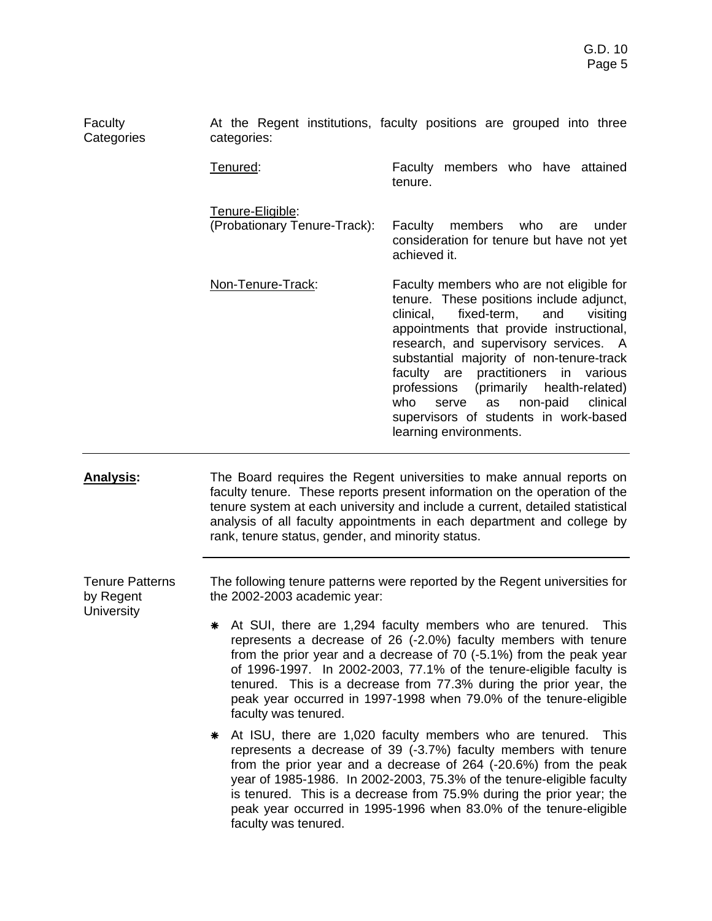**Faculty Categories**

At the Regent institutions, faculty positions are grouped into three categories:

Tenured: Faculty members who have attained tenure.

Tenure-Eligible: (Probationary Tenure-Track): Faculty members who are under consideration for tenure but have not yet achieved it.

Non-Tenure-Track: Faculty members who are not eligible for tenure. These positions include adjunct, clinical, fixed-term, and visiting appointments that provide instructional, research, and supervisory services. A substantial majority of non-tenure-track faculty are practitioners in various professions (primarily health-related) who serve as non-paid clinical supervisors of students in work-based learning environments.

---

**Analysis:**

The Board requires the Regent universities to make annual reports on faculty tenure. These reports present information on the operation of the tenure system at each university and include a current, detailed statistical analysis of all faculty appointments in each department and college by rank, tenure status, gender, and minority status.

---

**Tenure Patterns by Regent University**

The following tenure patterns were reported by the Regent universities for the 2002-2003 academic year:

- At SUI, there are 1,294 faculty members who are tenured. This represents a decrease of 26 (-2.0%) faculty members with tenure from the prior year and a decrease of 70 (-5.1%) from the peak year of 1996-1997. In 2002-2003, 77.1% of the tenure-eligible faculty is tenured. This is a decrease from 77.3% during the prior year, the peak year occurred in 1997-1998 when 79.0% of the tenure-eligible faculty was tenured.

- At ISU, there are 1,020 faculty members who are tenured. This represents a decrease of 39 (-3.7%) faculty members with tenure from the prior year and a decrease of 264 (-20.6%) from the peak year of 1985-1986. In 2002-2003, 75.3% of the tenure-eligible faculty is tenured. This is a decrease from 75.9% during the prior year; the peak year occurred in 1995-1996 when 83.0% of the tenure-eligible faculty was tenured.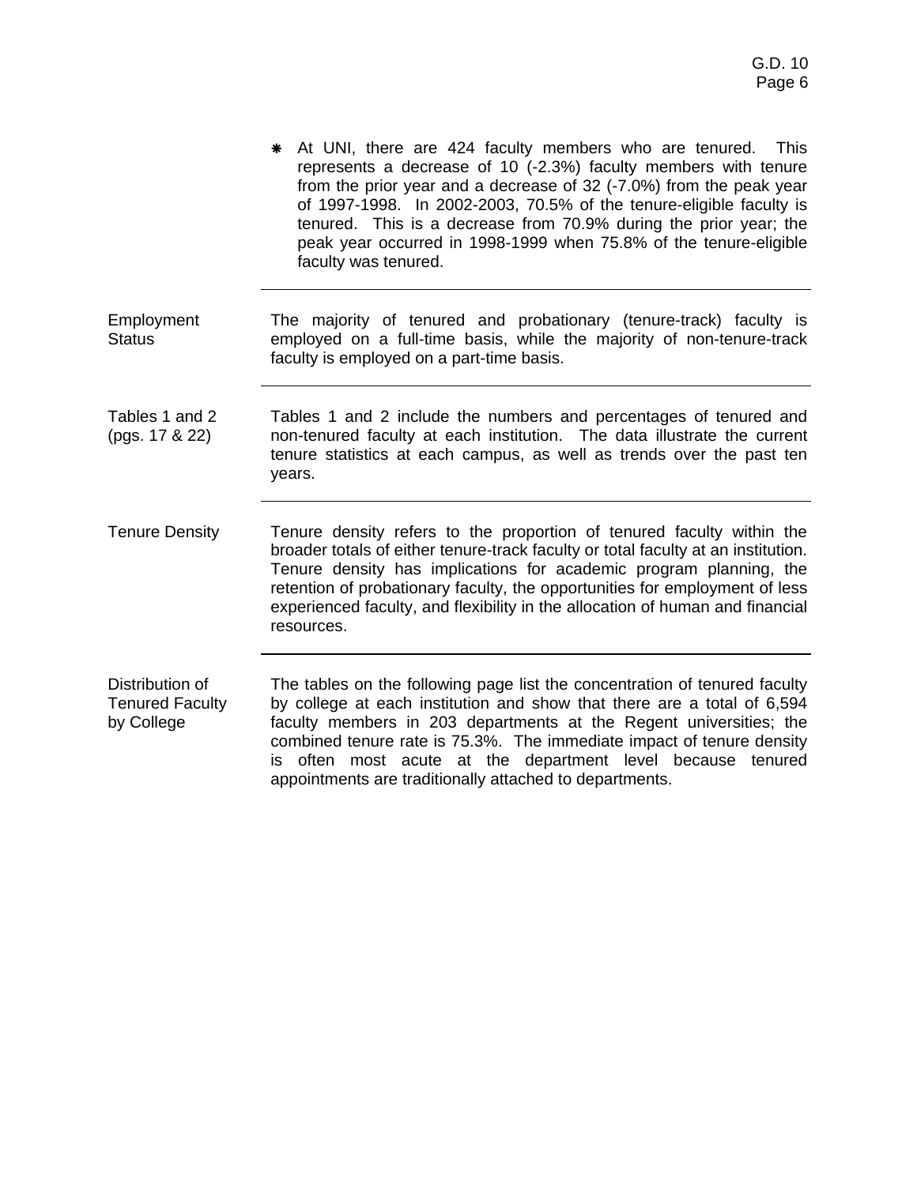- At UNI, there are 424 faculty members who are tenured. This represents a decrease of 10 (-2.3%) faculty members with tenure from the prior year and a decrease of 32 (-7.0%) from the peak year of 1997-1998. In 2002-2003, 70.5% of the tenure-eligible faculty is tenured. This is a decrease from 70.9% during the prior year; the peak year occurred in 1998-1999 when 75.8% of the tenure-eligible faculty was tenured.

---

**Employment Status**

The majority of tenured and probationary (tenure-track) faculty is employed on a full-time basis, while the majority of non-tenure-track faculty is employed on a part-time basis.

---

**Tables 1 and 2 (pgs. 17 & 22)**

Tables 1 and 2 include the numbers and percentages of tenured and non-tenured faculty at each institution. The data illustrate the current tenure statistics at each campus, as well as trends over the past ten years.

---

**Tenure Density**

Tenure density refers to the proportion of tenured faculty within the broader totals of either tenure-track faculty or total faculty at an institution. Tenure density has implications for academic program planning, the retention of probationary faculty, the opportunities for employment of less experienced faculty, and flexibility in the allocation of human and financial resources.

---

**Distribution of Tenured Faculty by College**

The tables on the following page list the concentration of tenured faculty by college at each institution and show that there are a total of 6,594 faculty members in 203 departments at the Regent universities; the combined tenure rate is 75.3%. The immediate impact of tenure density is often most acute at the department level because tenured appointments are traditionally attached to departments.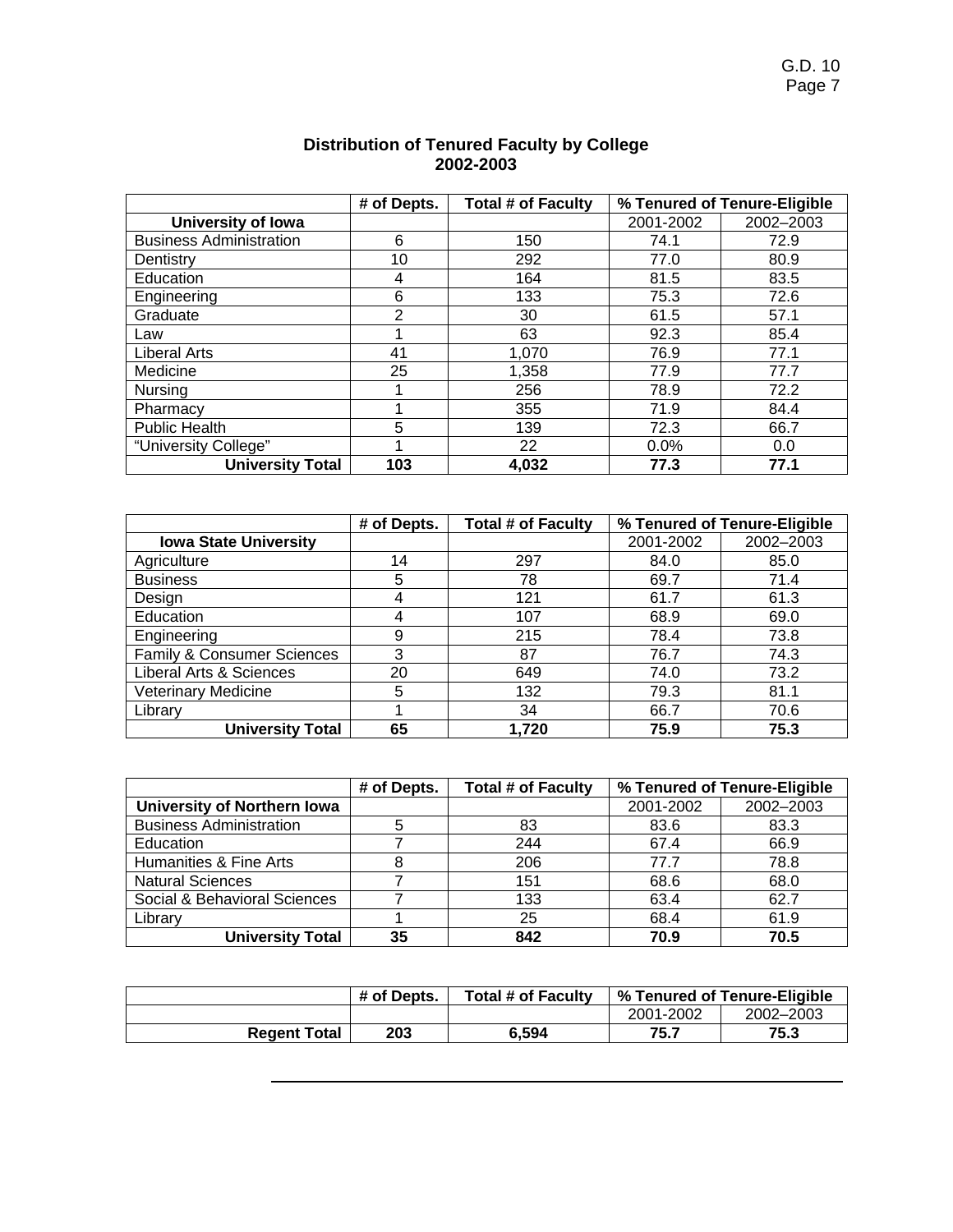**Distribution of Tenured Faculty by College**
**2002-2003**

| | # of Depts. | Total # of Faculty | % Tenured of Tenure-Eligible | |
|---|---|---|---|---|
| **University of Iowa** | | | 2001-2002 | 2002–2003 |
| Business Administration | 6 | 150 | 74.1 | 72.9 |
| Dentistry | 10 | 292 | 77.0 | 80.9 |
| Education | 4 | 164 | 81.5 | 83.5 |
| Engineering | 6 | 133 | 75.3 | 72.6 |
| Graduate | 2 | 30 | 61.5 | 57.1 |
| Law | 1 | 63 | 92.3 | 85.4 |
| Liberal Arts | 41 | 1,070 | 76.9 | 77.1 |
| Medicine | 25 | 1,358 | 77.9 | 77.7 |
| Nursing | 1 | 256 | 78.9 | 72.2 |
| Pharmacy | 1 | 355 | 71.9 | 84.4 |
| Public Health | 5 | 139 | 72.3 | 66.7 |
| "University College" | 1 | 22 | 0.0% | 0.0 |
| **University Total** | **103** | **4,032** | **77.3** | **77.1** |

| | # of Depts. | Total # of Faculty | % Tenured of Tenure-Eligible | |
|---|---|---|---|---|
| **Iowa State University** | | | 2001-2002 | 2002–2003 |
| Agriculture | 14 | 297 | 84.0 | 85.0 |
| Business | 5 | 78 | 69.7 | 71.4 |
| Design | 4 | 121 | 61.7 | 61.3 |
| Education | 4 | 107 | 68.9 | 69.0 |
| Engineering | 9 | 215 | 78.4 | 73.8 |
| Family & Consumer Sciences | 3 | 87 | 76.7 | 74.3 |
| Liberal Arts & Sciences | 20 | 649 | 74.0 | 73.2 |
| Veterinary Medicine | 5 | 132 | 79.3 | 81.1 |
| Library | 1 | 34 | 66.7 | 70.6 |
| **University Total** | **65** | **1,720** | **75.9** | **75.3** |

| | # of Depts. | Total # of Faculty | % Tenured of Tenure-Eligible | |
|---|---|---|---|---|
| **University of Northern Iowa** | | | 2001-2002 | 2002–2003 |
| Business Administration | 5 | 83 | 83.6 | 83.3 |
| Education | 7 | 244 | 67.4 | 66.9 |
| Humanities & Fine Arts | 8 | 206 | 77.7 | 78.8 |
| Natural Sciences | 7 | 151 | 68.6 | 68.0 |
| Social & Behavioral Sciences | 7 | 133 | 63.4 | 62.7 |
| Library | 1 | 25 | 68.4 | 61.9 |
| **University Total** | **35** | **842** | **70.9** | **70.5** |

| | # of Depts. | Total # of Faculty | % Tenured of Tenure-Eligible | |
|---|---|---|---|---|
| | | | 2001-2002 | 2002–2003 |
| **Regent Total** | **203** | **6,594** | **75.7** | **75.3** |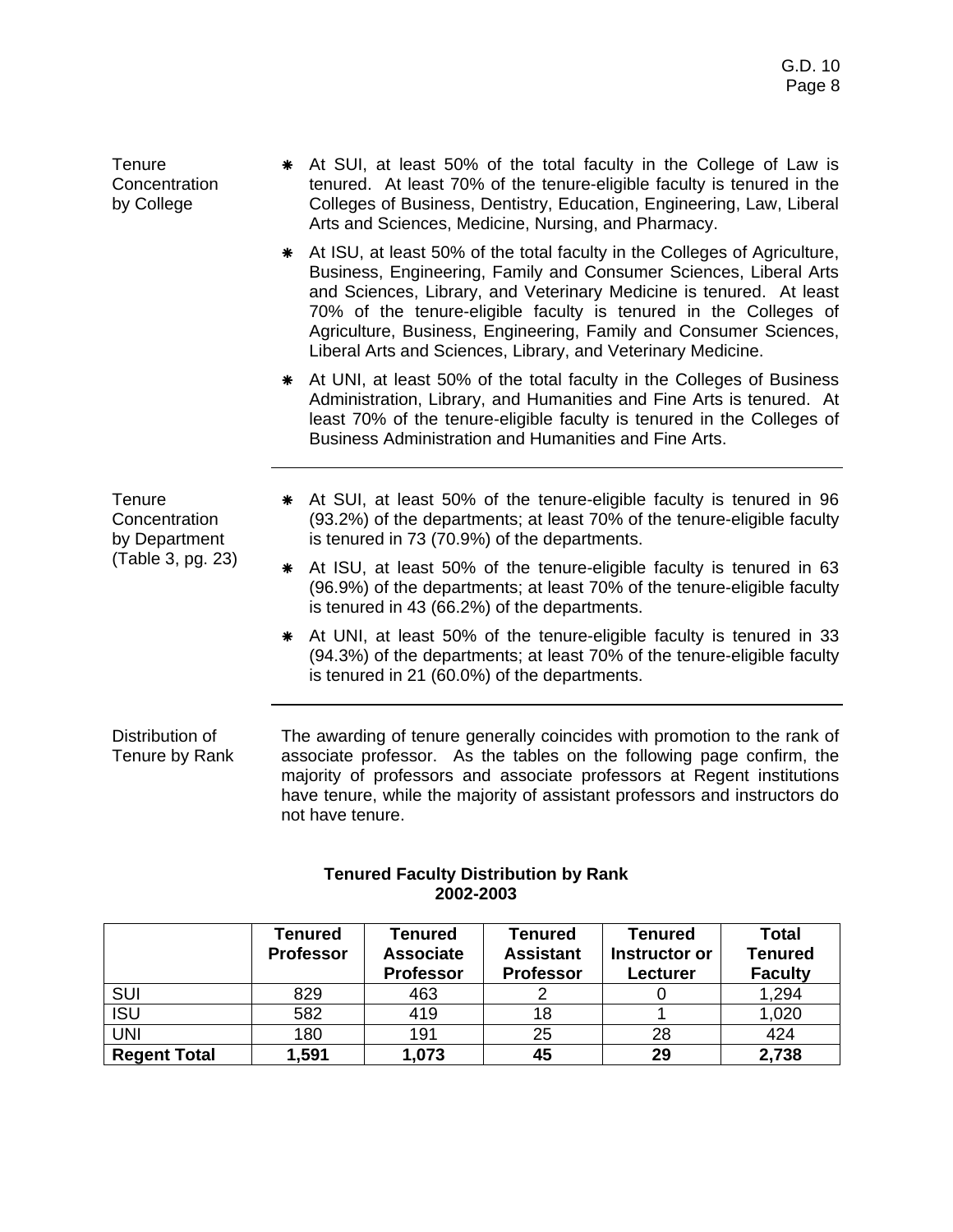**Tenure Concentration by College**

- At SUI, at least 50% of the total faculty in the College of Law is tenured. At least 70% of the tenure-eligible faculty is tenured in the Colleges of Business, Dentistry, Education, Engineering, Law, Liberal Arts and Sciences, Medicine, Nursing, and Pharmacy.
- At ISU, at least 50% of the total faculty in the Colleges of Agriculture, Business, Engineering, Family and Consumer Sciences, Liberal Arts and Sciences, Library, and Veterinary Medicine is tenured. At least 70% of the tenure-eligible faculty is tenured in the Colleges of Agriculture, Business, Engineering, Family and Consumer Sciences, Liberal Arts and Sciences, Library, and Veterinary Medicine.
- At UNI, at least 50% of the total faculty in the Colleges of Business Administration, Library, and Humanities and Fine Arts is tenured. At least 70% of the tenure-eligible faculty is tenured in the Colleges of Business Administration and Humanities and Fine Arts.

---

**Tenure Concentration by Department (Table 3, pg. 23)**

- At SUI, at least 50% of the tenure-eligible faculty is tenured in 96 (93.2%) of the departments; at least 70% of the tenure-eligible faculty is tenured in 73 (70.9%) of the departments.
- At ISU, at least 50% of the tenure-eligible faculty is tenured in 63 (96.9%) of the departments; at least 70% of the tenure-eligible faculty is tenured in 43 (66.2%) of the departments.
- At UNI, at least 50% of the tenure-eligible faculty is tenured in 33 (94.3%) of the departments; at least 70% of the tenure-eligible faculty is tenured in 21 (60.0%) of the departments.

---

**Distribution of Tenure by Rank**

The awarding of tenure generally coincides with promotion to the rank of associate professor. As the tables on the following page confirm, the majority of professors and associate professors at Regent institutions have tenure, while the majority of assistant professors and instructors do not have tenure.

**Tenured Faculty Distribution by Rank**
**2002-2003**

| | Tenured Professor | Tenured Associate Professor | Tenured Assistant Professor | Tenured Instructor or Lecturer | Total Tenured Faculty |
|---|---|---|---|---|---|
| SUI | 829 | 463 | 2 | 0 | 1,294 |
| ISU | 582 | 419 | 18 | 1 | 1,020 |
| UNI | 180 | 191 | 25 | 28 | 424 |
| **Regent Total** | **1,591** | **1,073** | **45** | **29** | **2,738** |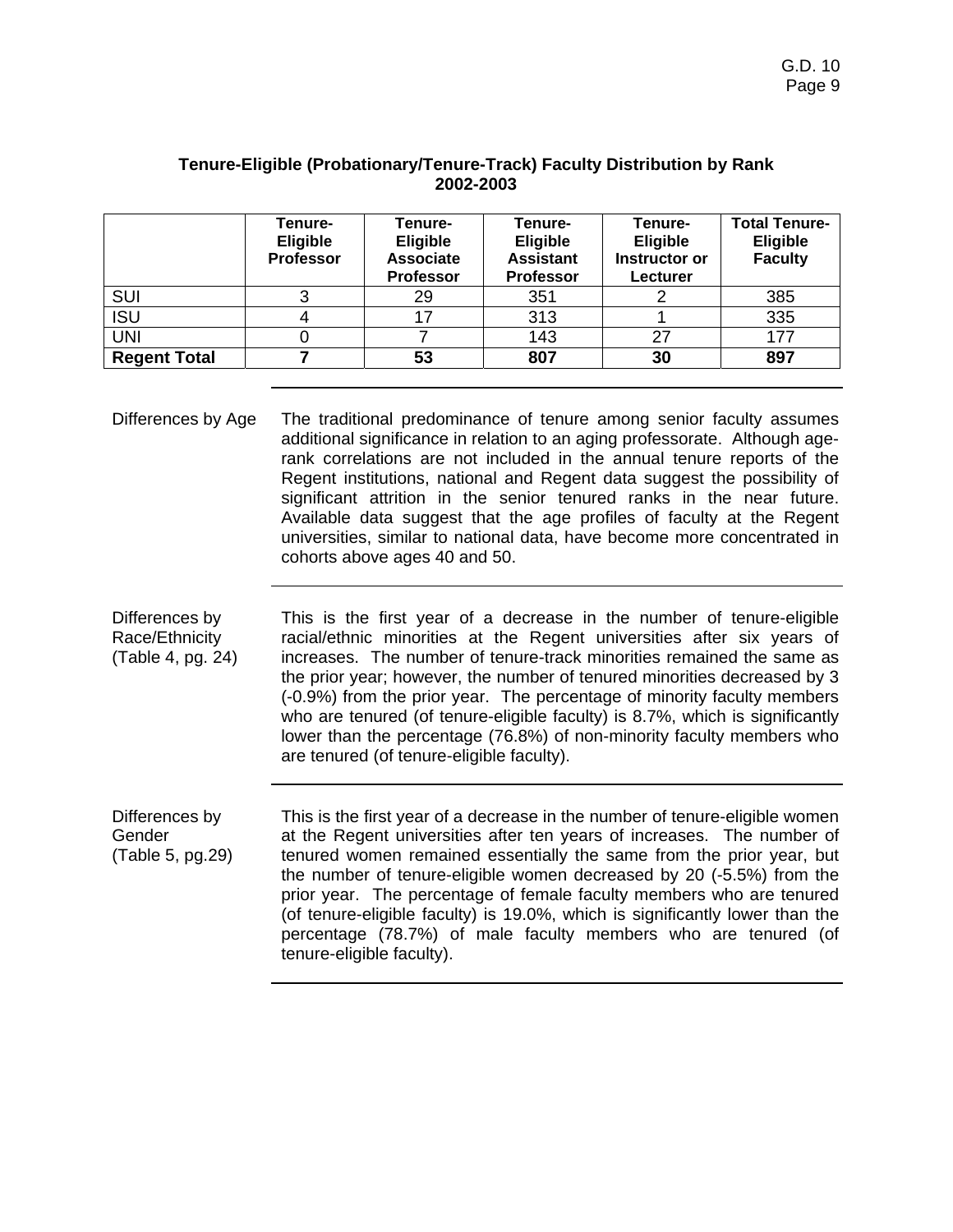### Tenure-Eligible (Probationary/Tenure-Track) Faculty Distribution by Rank 2002-2003

| | Tenure-Eligible Professor | Tenure-Eligible Associate Professor | Tenure-Eligible Assistant Professor | Tenure-Eligible Instructor or Lecturer | Total Tenure-Eligible Faculty |
|---|---|---|---|---|---|
| SUI | 3 | 29 | 351 | 2 | 385 |
| ISU | 4 | 17 | 313 | 1 | 335 |
| UNI | 0 | 7 | 143 | 27 | 177 |
| **Regent Total** | **7** | **53** | **807** | **30** | **897** |

Differences by Age

The traditional predominance of tenure among senior faculty assumes additional significance in relation to an aging professorate. Although age-rank correlations are not included in the annual tenure reports of the Regent institutions, national and Regent data suggest the possibility of significant attrition in the senior tenured ranks in the near future. Available data suggest that the age profiles of faculty at the Regent universities, similar to national data, have become more concentrated in cohorts above ages 40 and 50.

Differences by Race/Ethnicity (Table 4, pg. 24)

This is the first year of a decrease in the number of tenure-eligible racial/ethnic minorities at the Regent universities after six years of increases. The number of tenure-track minorities remained the same as the prior year; however, the number of tenured minorities decreased by 3 (-0.9%) from the prior year. The percentage of minority faculty members who are tenured (of tenure-eligible faculty) is 8.7%, which is significantly lower than the percentage (76.8%) of non-minority faculty members who are tenured (of tenure-eligible faculty).

Differences by Gender (Table 5, pg.29)

This is the first year of a decrease in the number of tenure-eligible women at the Regent universities after ten years of increases. The number of tenured women remained essentially the same from the prior year, but the number of tenure-eligible women decreased by 20 (-5.5%) from the prior year. The percentage of female faculty members who are tenured (of tenure-eligible faculty) is 19.0%, which is significantly lower than the percentage (78.7%) of male faculty members who are tenured (of tenure-eligible faculty).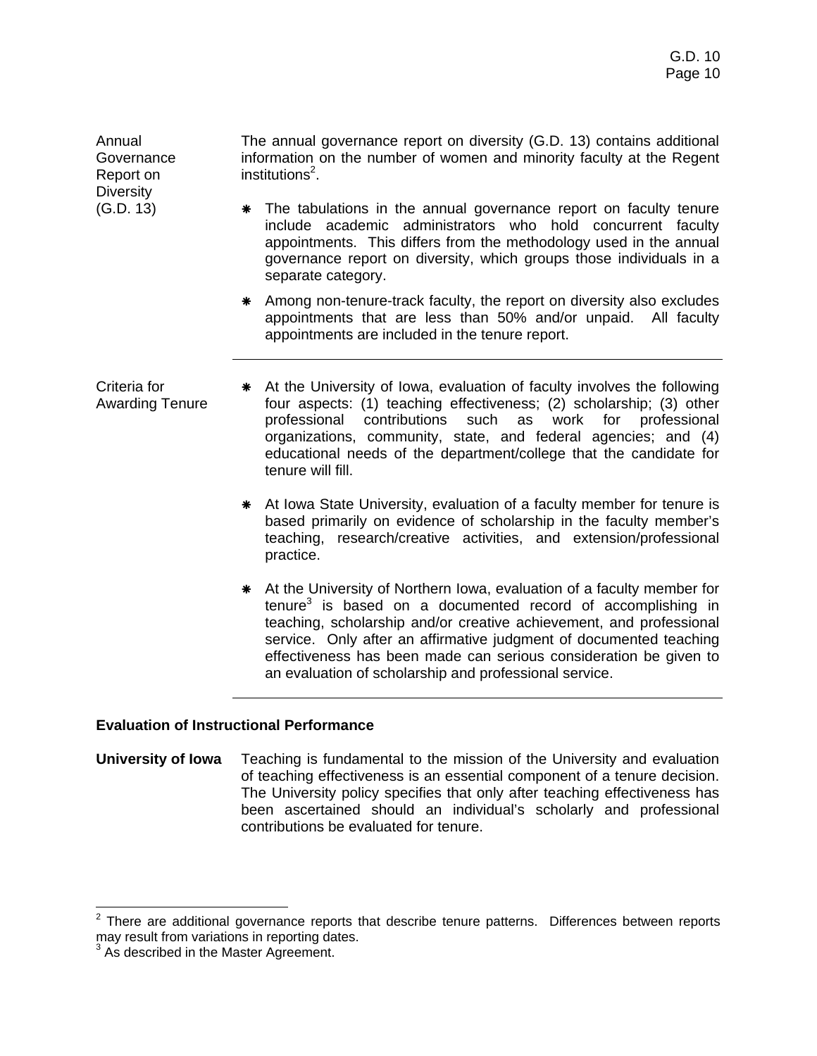**Annual Governance Report on Diversity (G.D. 13)**

The annual governance report on diversity (G.D. 13) contains additional information on the number of women and minority faculty at the Regent institutions[2].

- The tabulations in the annual governance report on faculty tenure include academic administrators who hold concurrent faculty appointments. This differs from the methodology used in the annual governance report on diversity, which groups those individuals in a separate category.
- Among non-tenure-track faculty, the report on diversity also excludes appointments that are less than 50% and/or unpaid. All faculty appointments are included in the tenure report.

---

**Criteria for Awarding Tenure**

- At the University of Iowa, evaluation of faculty involves the following four aspects: (1) teaching effectiveness; (2) scholarship; (3) other professional contributions such as work for professional organizations, community, state, and federal agencies; and (4) educational needs of the department/college that the candidate for tenure will fill.
- At Iowa State University, evaluation of a faculty member for tenure is based primarily on evidence of scholarship in the faculty member's teaching, research/creative activities, and extension/professional practice.
- At the University of Northern Iowa, evaluation of a faculty member for tenure[3] is based on a documented record of accomplishing in teaching, scholarship and/or creative achievement, and professional service. Only after an affirmative judgment of documented teaching effectiveness has been made can serious consideration be given to an evaluation of scholarship and professional service.

---

## Evaluation of Instructional Performance

**University of Iowa** Teaching is fundamental to the mission of the University and evaluation of teaching effectiveness is an essential component of a tenure decision. The University policy specifies that only after teaching effectiveness has been ascertained should an individual's scholarly and professional contributions be evaluated for tenure.

---

[2] There are additional governance reports that describe tenure patterns. Differences between reports may result from variations in reporting dates.

[3] As described in the Master Agreement.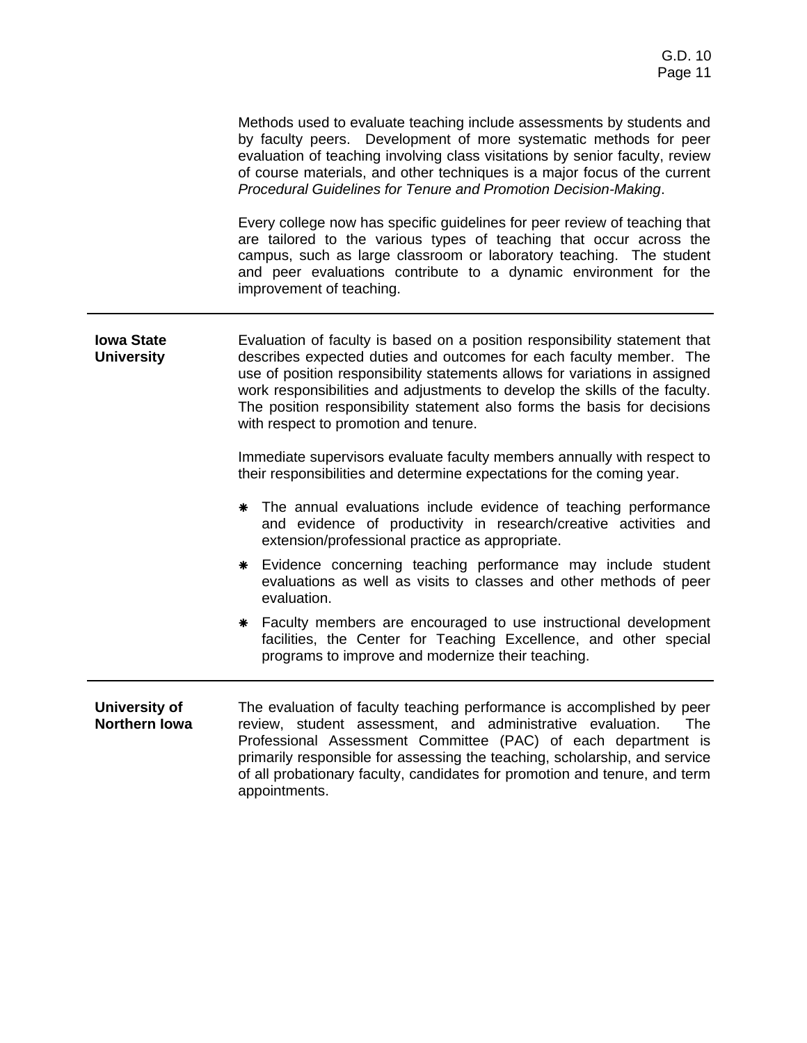Methods used to evaluate teaching include assessments by students and by faculty peers. Development of more systematic methods for peer evaluation of teaching involving class visitations by senior faculty, review of course materials, and other techniques is a major focus of the current *Procedural Guidelines for Tenure and Promotion Decision-Making*.

Every college now has specific guidelines for peer review of teaching that are tailored to the various types of teaching that occur across the campus, such as large classroom or laboratory teaching. The student and peer evaluations contribute to a dynamic environment for the improvement of teaching.

---

**Iowa State University**

Evaluation of faculty is based on a position responsibility statement that describes expected duties and outcomes for each faculty member. The use of position responsibility statements allows for variations in assigned work responsibilities and adjustments to develop the skills of the faculty. The position responsibility statement also forms the basis for decisions with respect to promotion and tenure.

Immediate supervisors evaluate faculty members annually with respect to their responsibilities and determine expectations for the coming year.

- The annual evaluations include evidence of teaching performance and evidence of productivity in research/creative activities and extension/professional practice as appropriate.
- Evidence concerning teaching performance may include student evaluations as well as visits to classes and other methods of peer evaluation.
- Faculty members are encouraged to use instructional development facilities, the Center for Teaching Excellence, and other special programs to improve and modernize their teaching.

---

**University of Northern Iowa**

The evaluation of faculty teaching performance is accomplished by peer review, student assessment, and administrative evaluation. The Professional Assessment Committee (PAC) of each department is primarily responsible for assessing the teaching, scholarship, and service of all probationary faculty, candidates for promotion and tenure, and term appointments.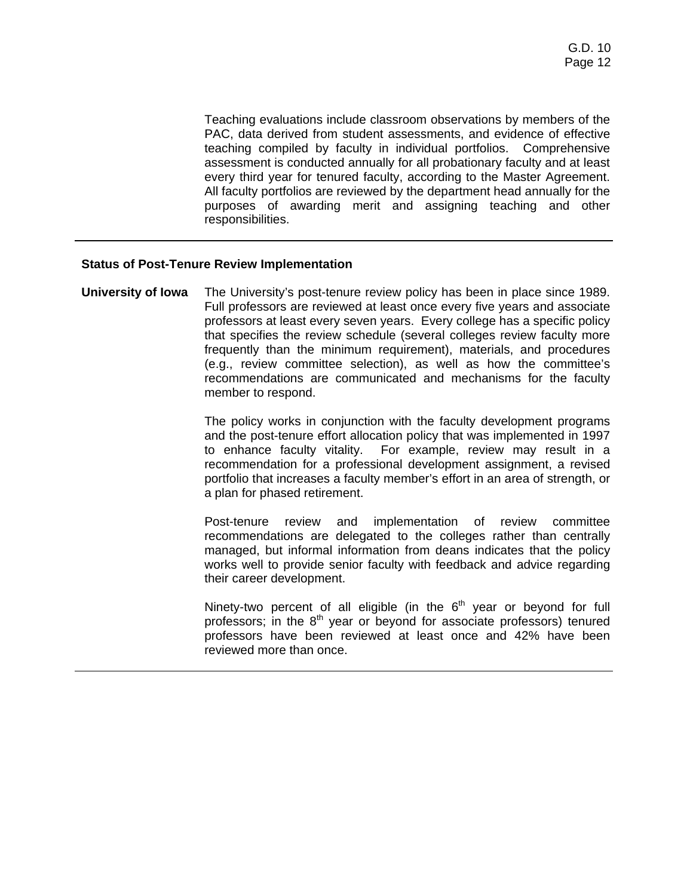Teaching evaluations include classroom observations by members of the PAC, data derived from student assessments, and evidence of effective teaching compiled by faculty in individual portfolios. Comprehensive assessment is conducted annually for all probationary faculty and at least every third year for tenured faculty, according to the Master Agreement. All faculty portfolios are reviewed by the department head annually for the purposes of awarding merit and assigning teaching and other responsibilities.

---

**Status of Post-Tenure Review Implementation**

**University of Iowa**

The University's post-tenure review policy has been in place since 1989. Full professors are reviewed at least once every five years and associate professors at least every seven years. Every college has a specific policy that specifies the review schedule (several colleges review faculty more frequently than the minimum requirement), materials, and procedures (e.g., review committee selection), as well as how the committee's recommendations are communicated and mechanisms for the faculty member to respond.

The policy works in conjunction with the faculty development programs and the post-tenure effort allocation policy that was implemented in 1997 to enhance faculty vitality. For example, review may result in a recommendation for a professional development assignment, a revised portfolio that increases a faculty member's effort in an area of strength, or a plan for phased retirement.

Post-tenure review and implementation of review committee recommendations are delegated to the colleges rather than centrally managed, but informal information from deans indicates that the policy works well to provide senior faculty with feedback and advice regarding their career development.

Ninety-two percent of all eligible (in the 6th year or beyond for full professors; in the 8th year or beyond for associate professors) tenured professors have been reviewed at least once and 42% have been reviewed more than once.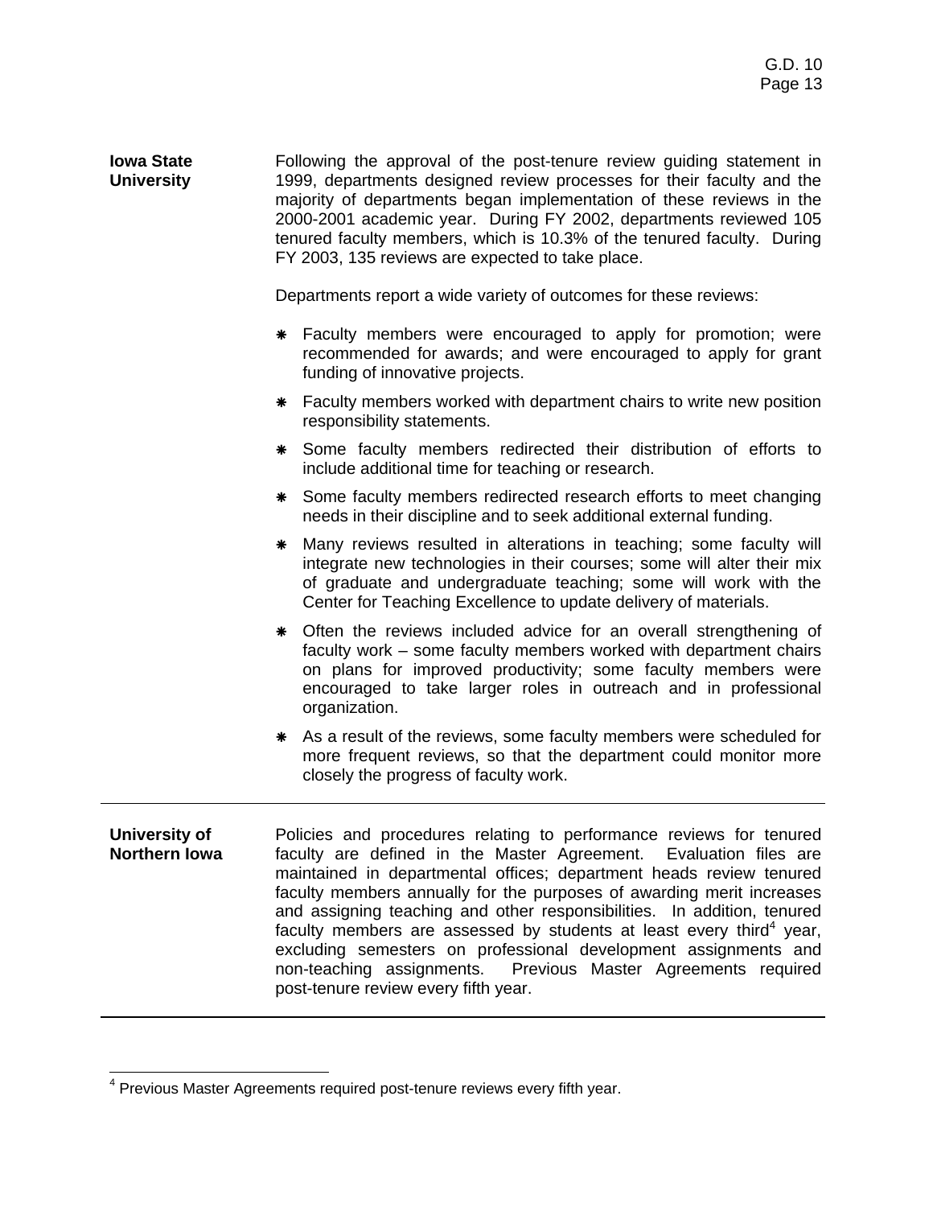**Iowa State University**

Following the approval of the post-tenure review guiding statement in 1999, departments designed review processes for their faculty and the majority of departments began implementation of these reviews in the 2000-2001 academic year. During FY 2002, departments reviewed 105 tenured faculty members, which is 10.3% of the tenured faculty. During FY 2003, 135 reviews are expected to take place.

Departments report a wide variety of outcomes for these reviews:

- Faculty members were encouraged to apply for promotion; were recommended for awards; and were encouraged to apply for grant funding of innovative projects.
- Faculty members worked with department chairs to write new position responsibility statements.
- Some faculty members redirected their distribution of efforts to include additional time for teaching or research.
- Some faculty members redirected research efforts to meet changing needs in their discipline and to seek additional external funding.
- Many reviews resulted in alterations in teaching; some faculty will integrate new technologies in their courses; some will alter their mix of graduate and undergraduate teaching; some will work with the Center for Teaching Excellence to update delivery of materials.
- Often the reviews included advice for an overall strengthening of faculty work – some faculty members worked with department chairs on plans for improved productivity; some faculty members were encouraged to take larger roles in outreach and in professional organization.
- As a result of the reviews, some faculty members were scheduled for more frequent reviews, so that the department could monitor more closely the progress of faculty work.

---

**University of Northern Iowa**

Policies and procedures relating to performance reviews for tenured faculty are defined in the Master Agreement. Evaluation files are maintained in departmental offices; department heads review tenured faculty members annually for the purposes of awarding merit increases and assigning teaching and other responsibilities. In addition, tenured faculty members are assessed by students at least every third[4] year, excluding semesters on professional development assignments and non-teaching assignments. Previous Master Agreements required post-tenure review every fifth year.

---

[4] Previous Master Agreements required post-tenure reviews every fifth year.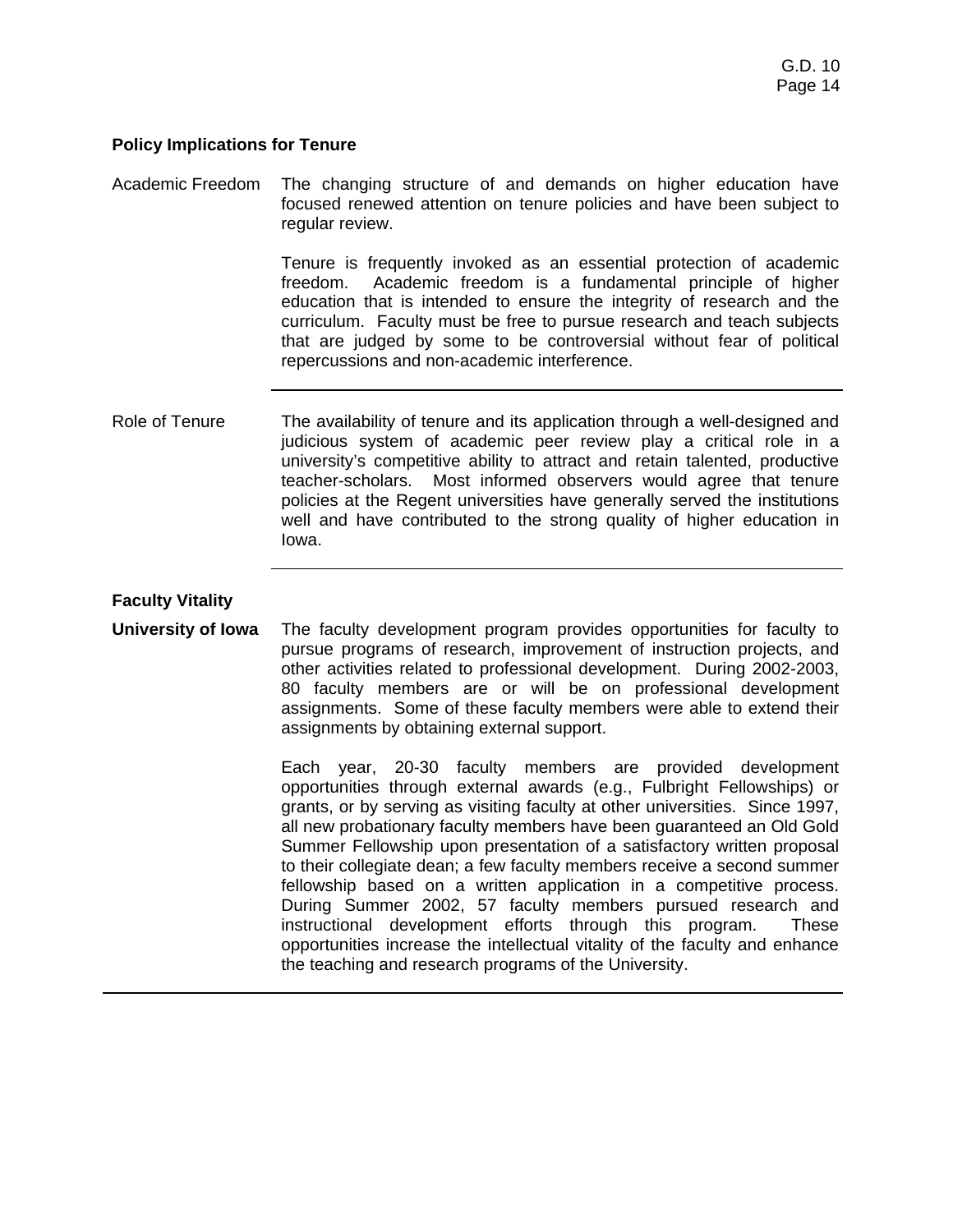### Policy Implications for Tenure

Academic Freedom

The changing structure of and demands on higher education have focused renewed attention on tenure policies and have been subject to regular review.

Tenure is frequently invoked as an essential protection of academic freedom. Academic freedom is a fundamental principle of higher education that is intended to ensure the integrity of research and the curriculum. Faculty must be free to pursue research and teach subjects that are judged by some to be controversial without fear of political repercussions and non-academic interference.

---

Role of Tenure

The availability of tenure and its application through a well-designed and judicious system of academic peer review play a critical role in a university's competitive ability to attract and retain talented, productive teacher-scholars. Most informed observers would agree that tenure policies at the Regent universities have generally served the institutions well and have contributed to the strong quality of higher education in Iowa.

---

### Faculty Vitality

**University of Iowa**

The faculty development program provides opportunities for faculty to pursue programs of research, improvement of instruction projects, and other activities related to professional development. During 2002-2003, 80 faculty members are or will be on professional development assignments. Some of these faculty members were able to extend their assignments by obtaining external support.

Each year, 20-30 faculty members are provided development opportunities through external awards (e.g., Fulbright Fellowships) or grants, or by serving as visiting faculty at other universities. Since 1997, all new probationary faculty members have been guaranteed an Old Gold Summer Fellowship upon presentation of a satisfactory written proposal to their collegiate dean; a few faculty members receive a second summer fellowship based on a written application in a competitive process. During Summer 2002, 57 faculty members pursued research and instructional development efforts through this program. These opportunities increase the intellectual vitality of the faculty and enhance the teaching and research programs of the University.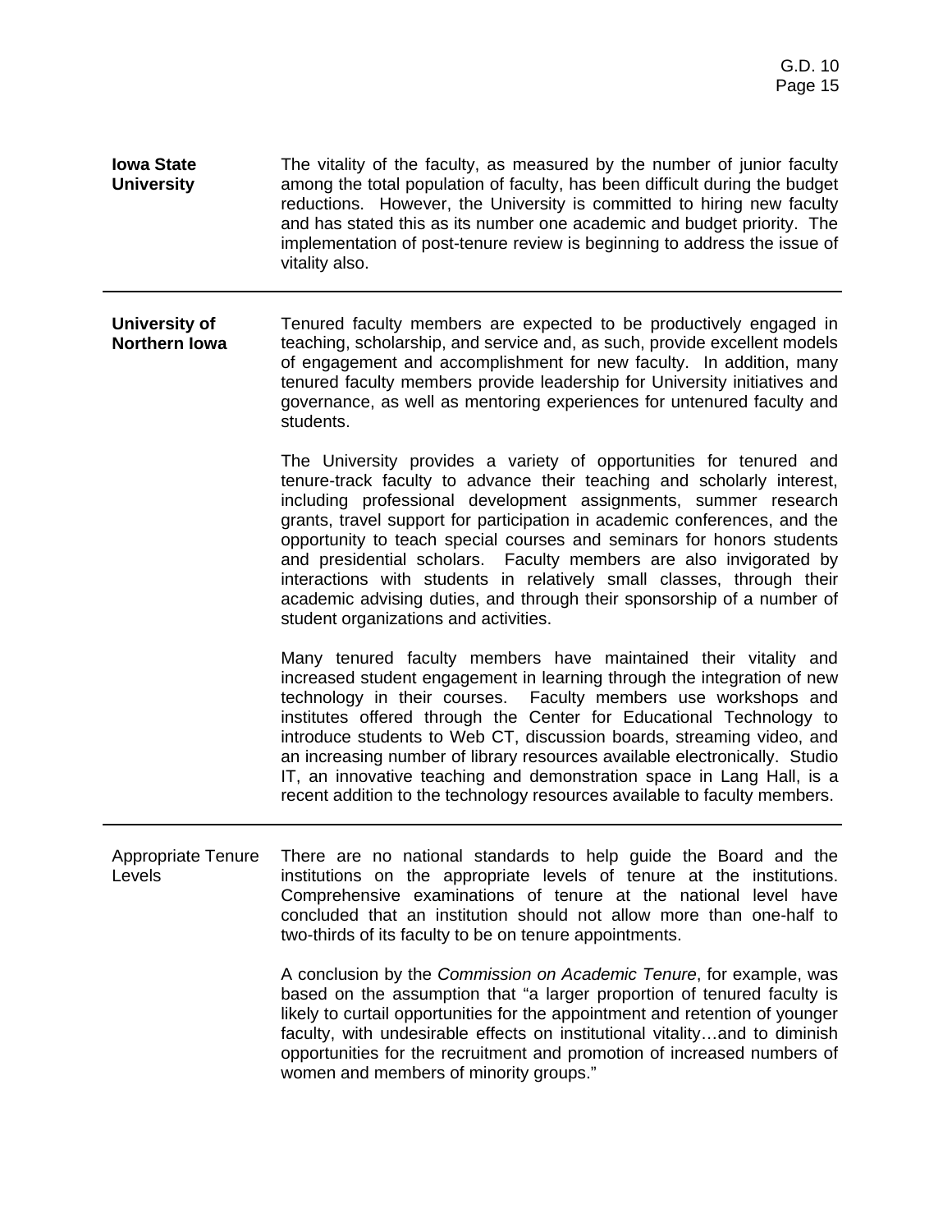**Iowa State University**

The vitality of the faculty, as measured by the number of junior faculty among the total population of faculty, has been difficult during the budget reductions. However, the University is committed to hiring new faculty and has stated this as its number one academic and budget priority. The implementation of post-tenure review is beginning to address the issue of vitality also.

---

**University of Northern Iowa**

Tenured faculty members are expected to be productively engaged in teaching, scholarship, and service and, as such, provide excellent models of engagement and accomplishment for new faculty. In addition, many tenured faculty members provide leadership for University initiatives and governance, as well as mentoring experiences for untenured faculty and students.

The University provides a variety of opportunities for tenured and tenure-track faculty to advance their teaching and scholarly interest, including professional development assignments, summer research grants, travel support for participation in academic conferences, and the opportunity to teach special courses and seminars for honors students and presidential scholars. Faculty members are also invigorated by interactions with students in relatively small classes, through their academic advising duties, and through their sponsorship of a number of student organizations and activities.

Many tenured faculty members have maintained their vitality and increased student engagement in learning through the integration of new technology in their courses. Faculty members use workshops and institutes offered through the Center for Educational Technology to introduce students to Web CT, discussion boards, streaming video, and an increasing number of library resources available electronically. Studio IT, an innovative teaching and demonstration space in Lang Hall, is a recent addition to the technology resources available to faculty members.

---

Appropriate Tenure Levels

There are no national standards to help guide the Board and the institutions on the appropriate levels of tenure at the institutions. Comprehensive examinations of tenure at the national level have concluded that an institution should not allow more than one-half to two-thirds of its faculty to be on tenure appointments.

A conclusion by the *Commission on Academic Tenure*, for example, was based on the assumption that "a larger proportion of tenured faculty is likely to curtail opportunities for the appointment and retention of younger faculty, with undesirable effects on institutional vitality…and to diminish opportunities for the recruitment and promotion of increased numbers of women and members of minority groups."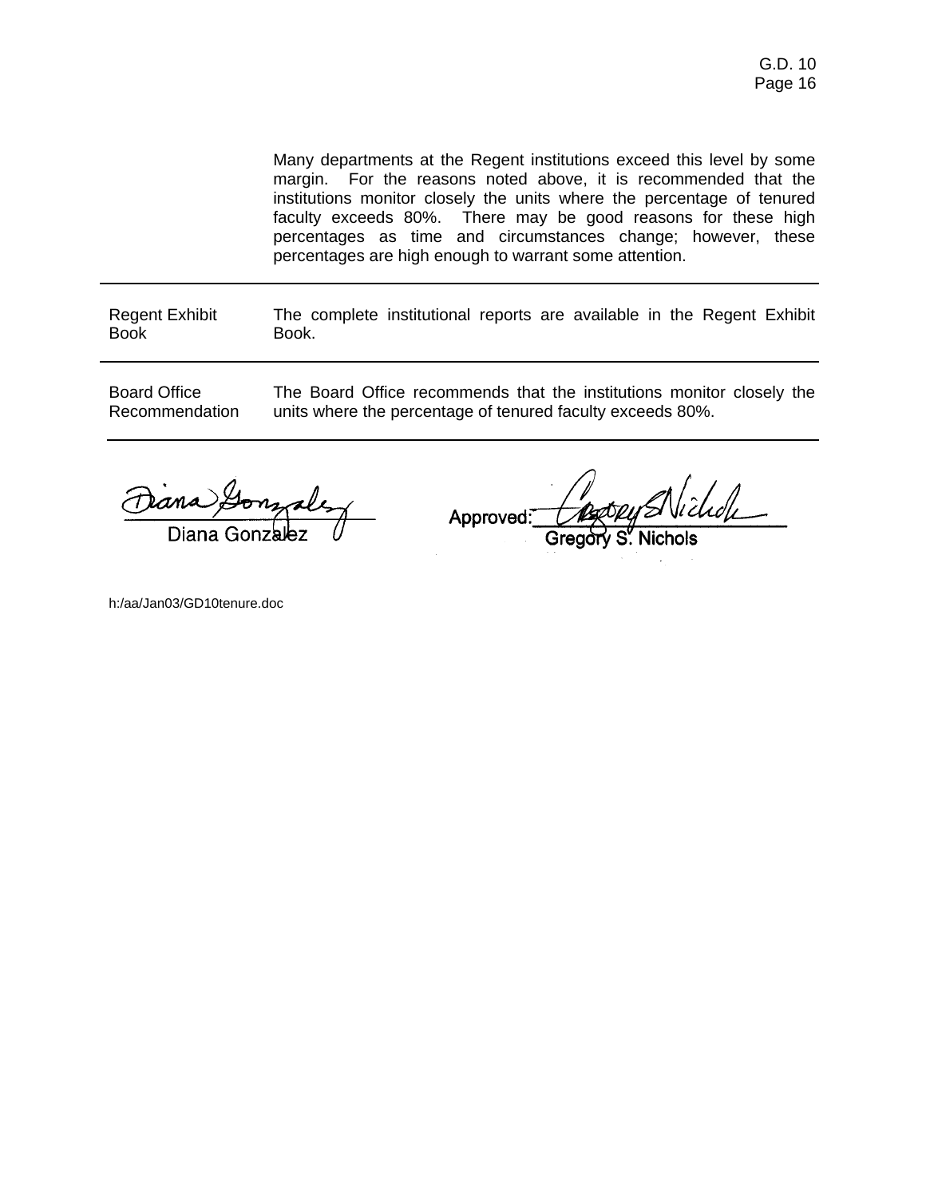Many departments at the Regent institutions exceed this level by some margin. For the reasons noted above, it is recommended that the institutions monitor closely the units where the percentage of tenured faculty exceeds 80%. There may be good reasons for these high percentages as time and circumstances change; however, these percentages are high enough to warrant some attention.

---

**Regent Exhibit Book**

The complete institutional reports are available in the Regent Exhibit Book.

---

**Board Office Recommendation**

The Board Office recommends that the institutions monitor closely the units where the percentage of tenured faculty exceeds 80%.

---

Diana Gonzalez

Approved: Gregory S. Nichols

h:/aa/Jan03/GD10tenure.doc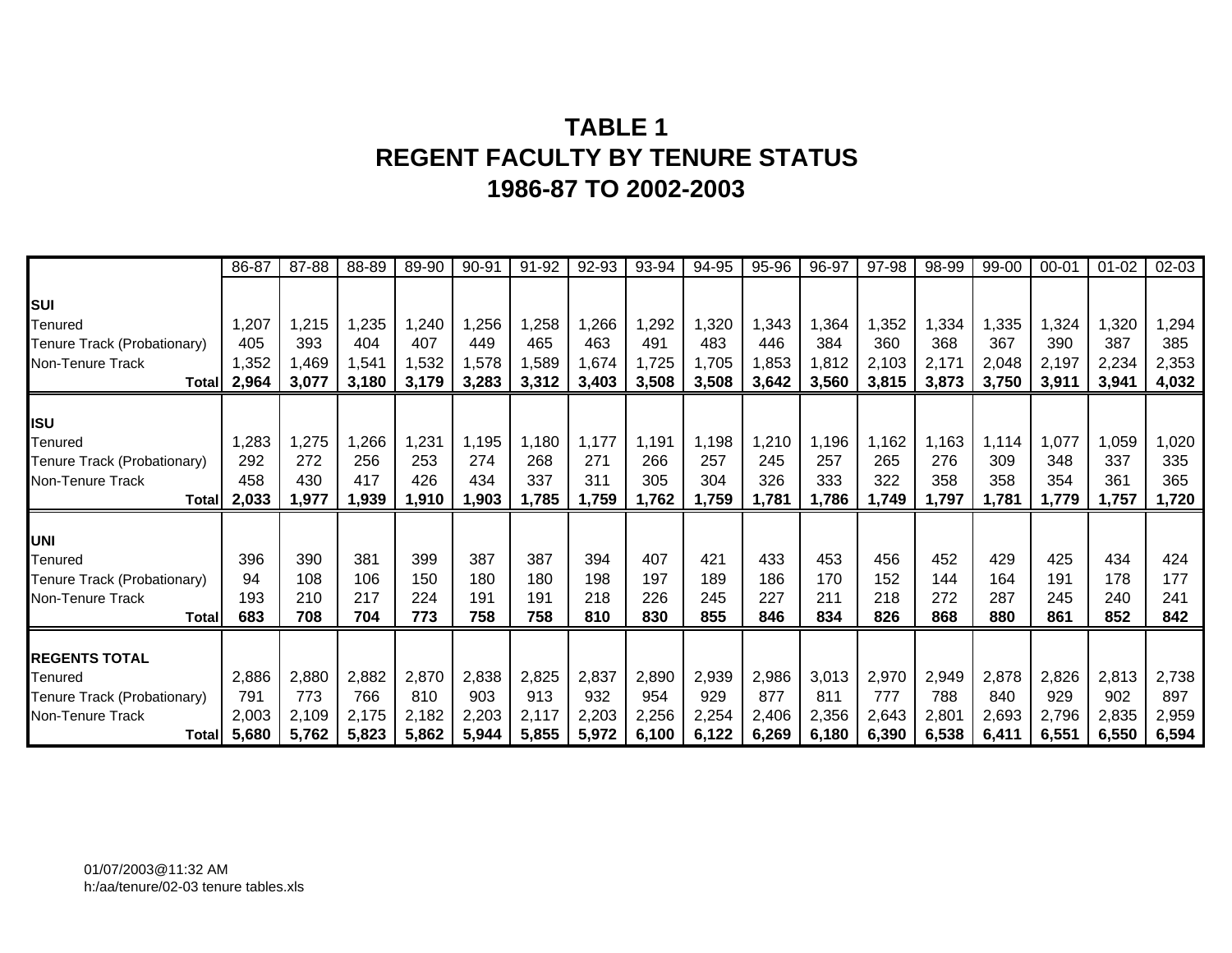# TABLE 1
# REGENT FACULTY BY TENURE STATUS
# 1986-87 TO 2002-2003

| | 86-87 | 87-88 | 88-89 | 89-90 | 90-91 | 91-92 | 92-93 | 93-94 | 94-95 | 95-96 | 96-97 | 97-98 | 98-99 | 99-00 | 00-01 | 01-02 | 02-03 |
|---|---|---|---|---|---|---|---|---|---|---|---|---|---|---|---|---|---|
| **SUI** | | | | | | | | | | | | | | | | | |
| Tenured | 1,207 | 1,215 | 1,235 | 1,240 | 1,256 | 1,258 | 1,266 | 1,292 | 1,320 | 1,343 | 1,364 | 1,352 | 1,334 | 1,335 | 1,324 | 1,320 | 1,294 |
| Tenure Track (Probationary) | 405 | 393 | 404 | 407 | 449 | 465 | 463 | 491 | 483 | 446 | 384 | 360 | 368 | 367 | 390 | 387 | 385 |
| Non-Tenure Track | 1,352 | 1,469 | 1,541 | 1,532 | 1,578 | 1,589 | 1,674 | 1,725 | 1,705 | 1,853 | 1,812 | 2,103 | 2,171 | 2,048 | 2,197 | 2,234 | 2,353 |
| **Total** | **2,964** | **3,077** | **3,180** | **3,179** | **3,283** | **3,312** | **3,403** | **3,508** | **3,508** | **3,642** | **3,560** | **3,815** | **3,873** | **3,750** | **3,911** | **3,941** | **4,032** |
| **ISU** | | | | | | | | | | | | | | | | | |
| Tenured | 1,283 | 1,275 | 1,266 | 1,231 | 1,195 | 1,180 | 1,177 | 1,191 | 1,198 | 1,210 | 1,196 | 1,162 | 1,163 | 1,114 | 1,077 | 1,059 | 1,020 |
| Tenure Track (Probationary) | 292 | 272 | 256 | 253 | 274 | 268 | 271 | 266 | 257 | 245 | 257 | 265 | 276 | 309 | 348 | 337 | 335 |
| Non-Tenure Track | 458 | 430 | 417 | 426 | 434 | 337 | 311 | 305 | 304 | 326 | 333 | 322 | 358 | 358 | 354 | 361 | 365 |
| **Total** | **2,033** | **1,977** | **1,939** | **1,910** | **1,903** | **1,785** | **1,759** | **1,762** | **1,759** | **1,781** | **1,786** | **1,749** | **1,797** | **1,781** | **1,779** | **1,757** | **1,720** |
| **UNI** | | | | | | | | | | | | | | | | | |
| Tenured | 396 | 390 | 381 | 399 | 387 | 387 | 394 | 407 | 421 | 433 | 453 | 456 | 452 | 429 | 425 | 434 | 424 |
| Tenure Track (Probationary) | 94 | 108 | 106 | 150 | 180 | 180 | 198 | 197 | 189 | 186 | 170 | 152 | 144 | 164 | 191 | 178 | 177 |
| Non-Tenure Track | 193 | 210 | 217 | 224 | 191 | 191 | 218 | 226 | 245 | 227 | 211 | 218 | 272 | 287 | 245 | 240 | 241 |
| **Total** | **683** | **708** | **704** | **773** | **758** | **758** | **810** | **830** | **855** | **846** | **834** | **826** | **868** | **880** | **861** | **852** | **842** |
| **REGENTS TOTAL** | | | | | | | | | | | | | | | | | |
| Tenured | 2,886 | 2,880 | 2,882 | 2,870 | 2,838 | 2,825 | 2,837 | 2,890 | 2,939 | 2,986 | 3,013 | 2,970 | 2,949 | 2,878 | 2,826 | 2,813 | 2,738 |
| Tenure Track (Probationary) | 791 | 773 | 766 | 810 | 903 | 913 | 932 | 954 | 929 | 877 | 811 | 777 | 788 | 840 | 929 | 902 | 897 |
| Non-Tenure Track | 2,003 | 2,109 | 2,175 | 2,182 | 2,203 | 2,117 | 2,203 | 2,256 | 2,254 | 2,406 | 2,356 | 2,643 | 2,801 | 2,693 | 2,796 | 2,835 | 2,959 |
| **Total** | **5,680** | **5,762** | **5,823** | **5,862** | **5,944** | **5,855** | **5,972** | **6,100** | **6,122** | **6,269** | **6,180** | **6,390** | **6,538** | **6,411** | **6,551** | **6,550** | **6,594** |

01/07/2003@11:32 AM
h:/aa/tenure/02-03 tenure tables.xls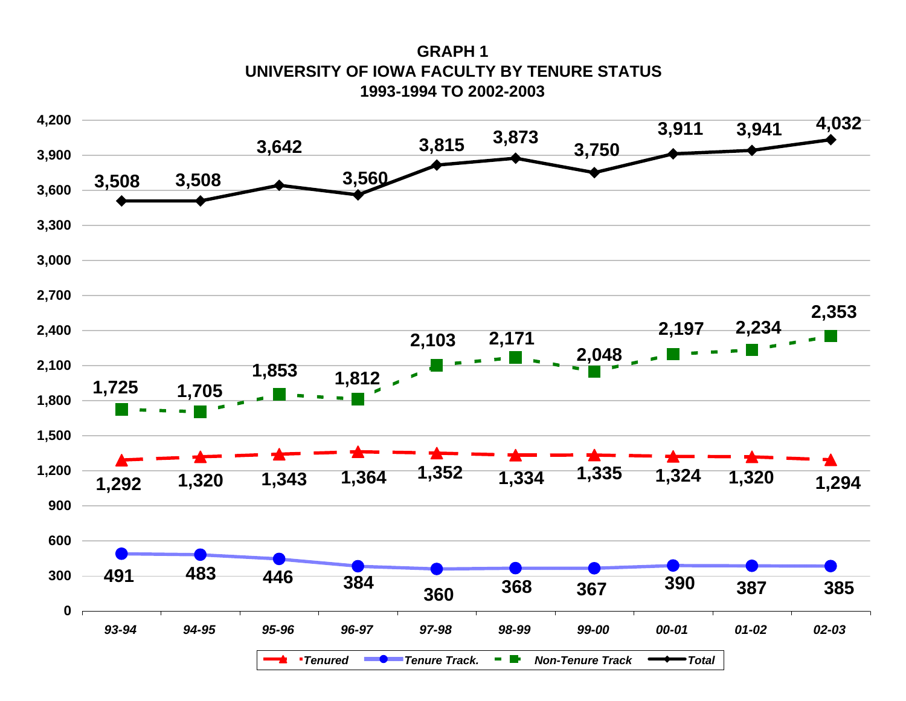# GRAPH 1
## UNIVERSITY OF IOWA FACULTY BY TENURE STATUS
### 1993-1994 TO 2002-2003

| | 93-94 | 94-95 | 95-96 | 96-97 | 97-98 | 98-99 | 99-00 | 00-01 | 01-02 | 02-03 |
|---|---|---|---|---|---|---|---|---|---|---|
| Tenured | 1,292 | 1,320 | 1,343 | 1,364 | 1,352 | 1,334 | 1,335 | 1,324 | 1,320 | 1,294 |
| Tenure Track. | 491 | 483 | 446 | 384 | 360 | 368 | 367 | 390 | 387 | 385 |
| Non-Tenure Track | 1,725 | 1,705 | 1,853 | 1,812 | 2,103 | 2,171 | 2,048 | 2,197 | 2,234 | 2,353 |
| Total | 3,508 | 3,508 | 3,642 | 3,560 | 3,815 | 3,873 | 3,750 | 3,911 | 3,941 | 4,032 |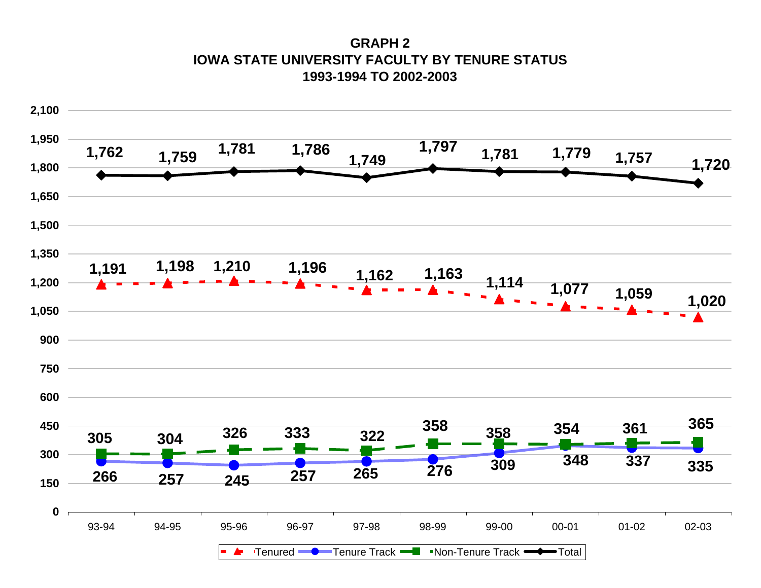**GRAPH 2**
**IOWA STATE UNIVERSITY FACULTY BY TENURE STATUS**
**1993-1994 TO 2002-2003**

| | 93-94 | 94-95 | 95-96 | 96-97 | 97-98 | 98-99 | 99-00 | 00-01 | 01-02 | 02-03 |
|---|---|---|---|---|---|---|---|---|---|---|
| Tenured | 1,191 | 1,198 | 1,210 | 1,196 | 1,162 | 1,163 | 1,114 | 1,077 | 1,059 | 1,020 |
| Tenure Track | 266 | 257 | 245 | 257 | 265 | 276 | 309 | 348 | 337 | 335 |
| Non-Tenure Track | 305 | 304 | 326 | 333 | 322 | 358 | 358 | 354 | 361 | 365 |
| Total | 1,762 | 1,759 | 1,781 | 1,786 | 1,749 | 1,797 | 1,781 | 1,779 | 1,757 | 1,720 |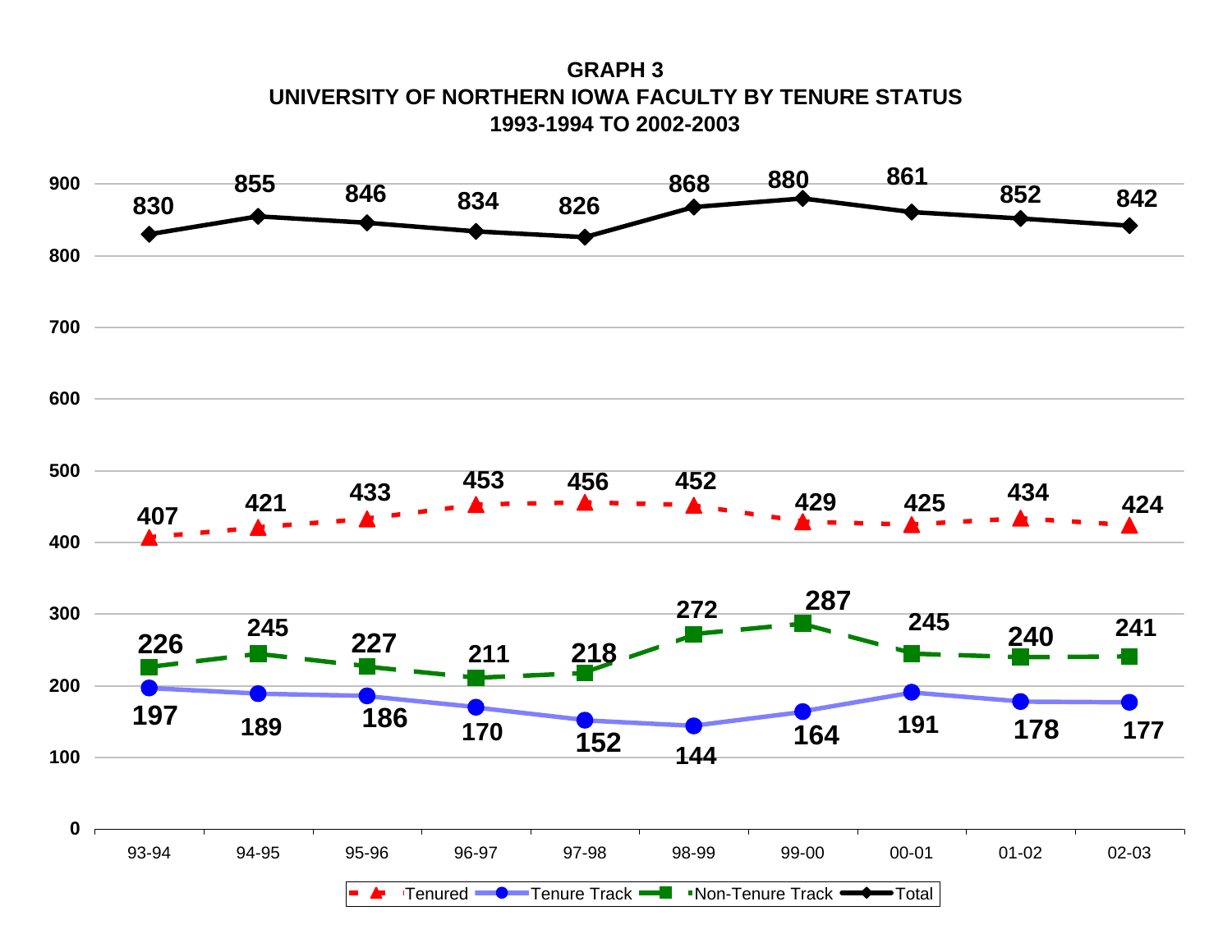## GRAPH 3
## UNIVERSITY OF NORTHERN IOWA FACULTY BY TENURE STATUS
## 1993-1994 TO 2002-2003

| | 93-94 | 94-95 | 95-96 | 96-97 | 97-98 | 98-99 | 99-00 | 00-01 | 01-02 | 02-03 |
|---|---|---|---|---|---|---|---|---|---|---|
| Tenured | 407 | 421 | 433 | 453 | 456 | 452 | 429 | 425 | 434 | 424 |
| Tenure Track | 197 | 189 | 186 | 170 | 152 | 144 | 164 | 191 | 178 | 177 |
| Non-Tenure Track | 226 | 245 | 227 | 211 | 218 | 272 | 287 | 245 | 240 | 241 |
| Total | 830 | 855 | 846 | 834 | 826 | 868 | 880 | 861 | 852 | 842 |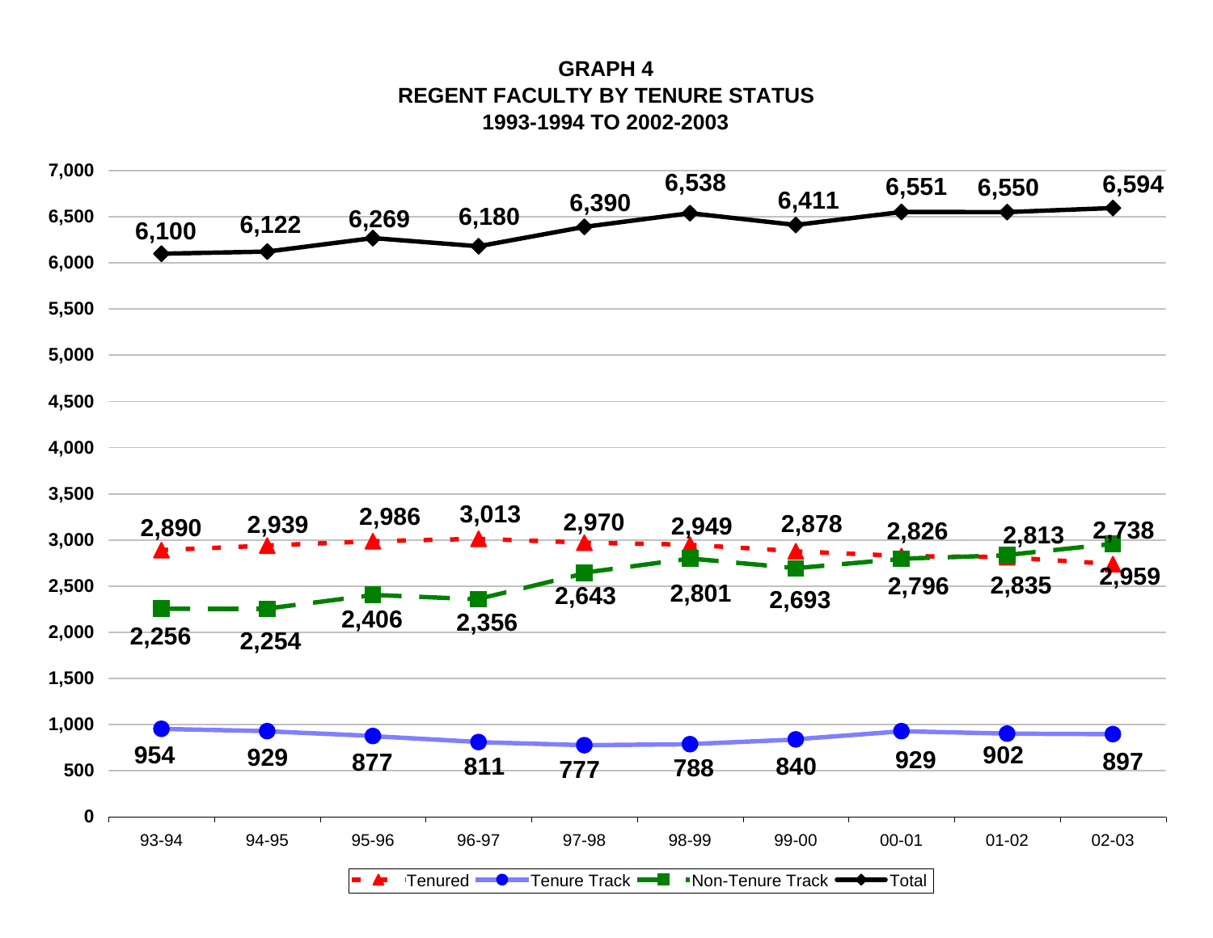# GRAPH 4
## REGENT FACULTY BY TENURE STATUS
### 1993-1994 TO 2002-2003

| Year | Tenured | Tenure Track | Non-Tenure Track | Total |
|---|---|---|---|---|
| 93-94 | 2,890 | 954 | 2,256 | 6,100 |
| 94-95 | 2,939 | 929 | 2,254 | 6,122 |
| 95-96 | 2,986 | 877 | 2,406 | 6,269 |
| 96-97 | 3,013 | 811 | 2,356 | 6,180 |
| 97-98 | 2,970 | 777 | 2,643 | 6,390 |
| 98-99 | 2,949 | 788 | 2,801 | 6,538 |
| 99-00 | 2,878 | 840 | 2,693 | 6,411 |
| 00-01 | 2,826 | 929 | 2,796 | 6,551 |
| 01-02 | 2,813 | 902 | 2,835 | 6,550 |
| 02-03 | 2,738 | 897 | 2,959 | 6,594 |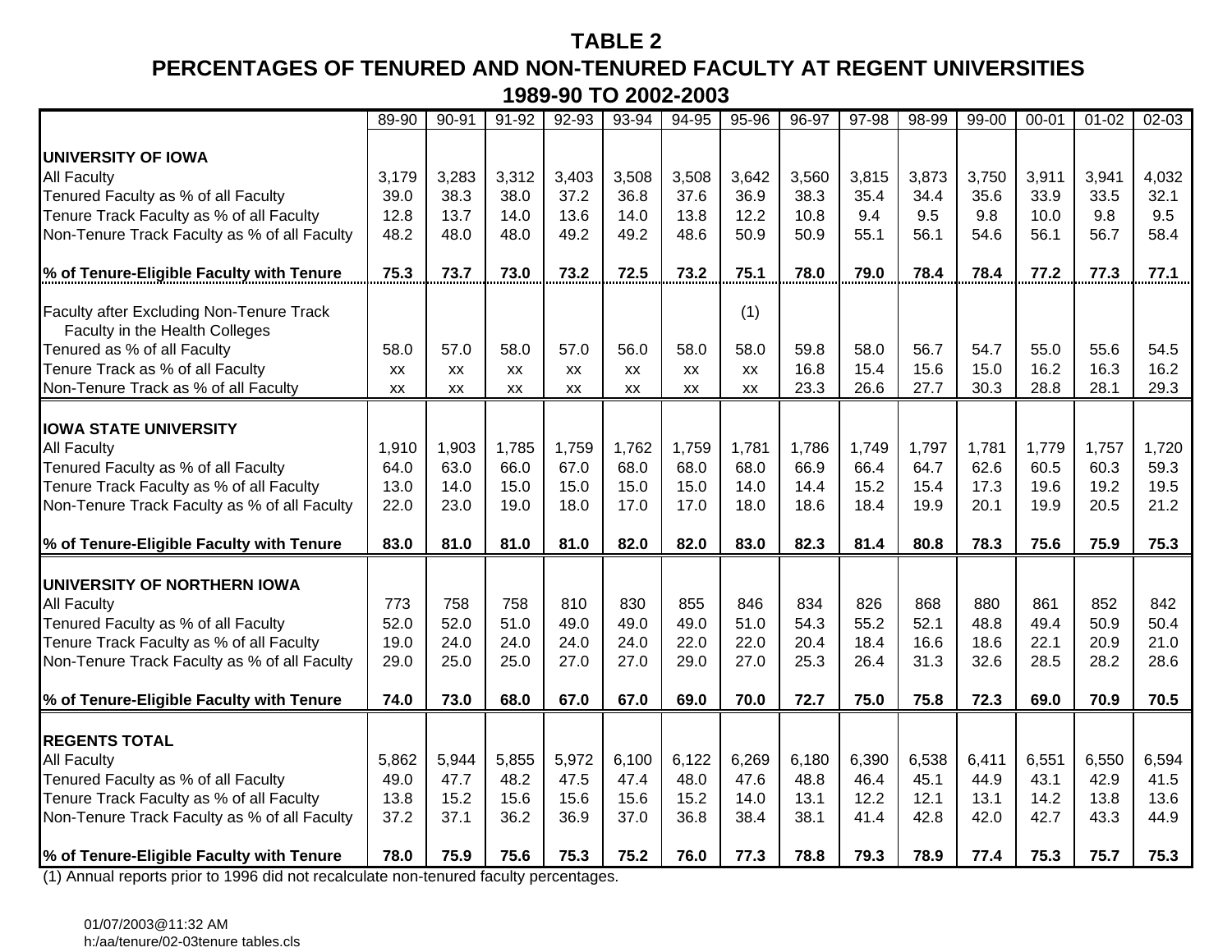# TABLE 2
## PERCENTAGES OF TENURED AND NON-TENURED FACULTY AT REGENT UNIVERSITIES
## 1989-90 TO 2002-2003

| | 89-90 | 90-91 | 91-92 | 92-93 | 93-94 | 94-95 | 95-96 | 96-97 | 97-98 | 98-99 | 99-00 | 00-01 | 01-02 | 02-03 |
|---|---|---|---|---|---|---|---|---|---|---|---|---|---|---|
| **UNIVERSITY OF IOWA** | | | | | | | | | | | | | | |
| All Faculty | 3,179 | 3,283 | 3,312 | 3,403 | 3,508 | 3,508 | 3,642 | 3,560 | 3,815 | 3,873 | 3,750 | 3,911 | 3,941 | 4,032 |
| Tenured Faculty as % of all Faculty | 39.0 | 38.3 | 38.0 | 37.2 | 36.8 | 37.6 | 36.9 | 38.3 | 35.4 | 34.4 | 35.6 | 33.9 | 33.5 | 32.1 |
| Tenure Track Faculty as % of all Faculty | 12.8 | 13.7 | 14.0 | 13.6 | 14.0 | 13.8 | 12.2 | 10.8 | 9.4 | 9.5 | 9.8 | 10.0 | 9.8 | 9.5 |
| Non-Tenure Track Faculty as % of all Faculty | 48.2 | 48.0 | 48.0 | 49.2 | 49.2 | 48.6 | 50.9 | 50.9 | 55.1 | 56.1 | 54.6 | 56.1 | 56.7 | 58.4 |
| **% of Tenure-Eligible Faculty with Tenure** | **75.3** | **73.7** | **73.0** | **73.2** | **72.5** | **73.2** | **75.1** | **78.0** | **79.0** | **78.4** | **78.4** | **77.2** | **77.3** | **77.1** |
| Faculty after Excluding Non-Tenure Track Faculty in the Health Colleges | | | | | | | (1) | | | | | | | |
| Tenured as % of all Faculty | 58.0 | 57.0 | 58.0 | 57.0 | 56.0 | 58.0 | 58.0 | 59.8 | 58.0 | 56.7 | 54.7 | 55.0 | 55.6 | 54.5 |
| Tenure Track as % of all Faculty | xx | xx | xx | xx | xx | xx | xx | 16.8 | 15.4 | 15.6 | 15.0 | 16.2 | 16.3 | 16.2 |
| Non-Tenure Track as % of all Faculty | xx | xx | xx | xx | xx | xx | xx | 23.3 | 26.6 | 27.7 | 30.3 | 28.8 | 28.1 | 29.3 |
| **IOWA STATE UNIVERSITY** | | | | | | | | | | | | | | |
| All Faculty | 1,910 | 1,903 | 1,785 | 1,759 | 1,762 | 1,759 | 1,781 | 1,786 | 1,749 | 1,797 | 1,781 | 1,779 | 1,757 | 1,720 |
| Tenured Faculty as % of all Faculty | 64.0 | 63.0 | 66.0 | 67.0 | 68.0 | 68.0 | 68.0 | 66.9 | 66.4 | 64.7 | 62.6 | 60.5 | 60.3 | 59.3 |
| Tenure Track Faculty as % of all Faculty | 13.0 | 14.0 | 15.0 | 15.0 | 15.0 | 15.0 | 14.0 | 14.4 | 15.2 | 15.4 | 17.3 | 19.6 | 19.2 | 19.5 |
| Non-Tenure Track Faculty as % of all Faculty | 22.0 | 23.0 | 19.0 | 18.0 | 17.0 | 17.0 | 18.0 | 18.6 | 18.4 | 19.9 | 20.1 | 19.9 | 20.5 | 21.2 |
| **% of Tenure-Eligible Faculty with Tenure** | **83.0** | **81.0** | **81.0** | **81.0** | **82.0** | **82.0** | **83.0** | **82.3** | **81.4** | **80.8** | **78.3** | **75.6** | **75.9** | **75.3** |
| **UNIVERSITY OF NORTHERN IOWA** | | | | | | | | | | | | | | |
| All Faculty | 773 | 758 | 758 | 810 | 830 | 855 | 846 | 834 | 826 | 868 | 880 | 861 | 852 | 842 |
| Tenured Faculty as % of all Faculty | 52.0 | 52.0 | 51.0 | 49.0 | 49.0 | 49.0 | 51.0 | 54.3 | 55.2 | 52.1 | 48.8 | 49.4 | 50.9 | 50.4 |
| Tenure Track Faculty as % of all Faculty | 19.0 | 24.0 | 24.0 | 24.0 | 24.0 | 22.0 | 22.0 | 20.4 | 18.4 | 16.6 | 18.6 | 22.1 | 20.9 | 21.0 |
| Non-Tenure Track Faculty as % of all Faculty | 29.0 | 25.0 | 25.0 | 27.0 | 27.0 | 29.0 | 27.0 | 25.3 | 26.4 | 31.3 | 32.6 | 28.5 | 28.2 | 28.6 |
| **% of Tenure-Eligible Faculty with Tenure** | **74.0** | **73.0** | **68.0** | **67.0** | **67.0** | **69.0** | **70.0** | **72.7** | **75.0** | **75.8** | **72.3** | **69.0** | **70.9** | **70.5** |
| **REGENTS TOTAL** | | | | | | | | | | | | | | |
| All Faculty | 5,862 | 5,944 | 5,855 | 5,972 | 6,100 | 6,122 | 6,269 | 6,180 | 6,390 | 6,538 | 6,411 | 6,551 | 6,550 | 6,594 |
| Tenured Faculty as % of all Faculty | 49.0 | 47.7 | 48.2 | 47.5 | 47.4 | 48.0 | 47.6 | 48.8 | 46.4 | 45.1 | 44.9 | 43.1 | 42.9 | 41.5 |
| Tenure Track Faculty as % of all Faculty | 13.8 | 15.2 | 15.6 | 15.6 | 15.6 | 15.2 | 14.0 | 13.1 | 12.2 | 12.1 | 13.1 | 14.2 | 13.8 | 13.6 |
| Non-Tenure Track Faculty as % of all Faculty | 37.2 | 37.1 | 36.2 | 36.9 | 37.0 | 36.8 | 38.4 | 38.1 | 41.4 | 42.8 | 42.0 | 42.7 | 43.3 | 44.9 |
| **% of Tenure-Eligible Faculty with Tenure** | **78.0** | **75.9** | **75.6** | **75.3** | **75.2** | **76.0** | **77.3** | **78.8** | **79.3** | **78.9** | **77.4** | **75.3** | **75.7** | **75.3** |

(1) Annual reports prior to 1996 did not recalculate non-tenured faculty percentages.

01/07/2003@11:32 AM
h:/aa/tenure/02-03tenure tables.cls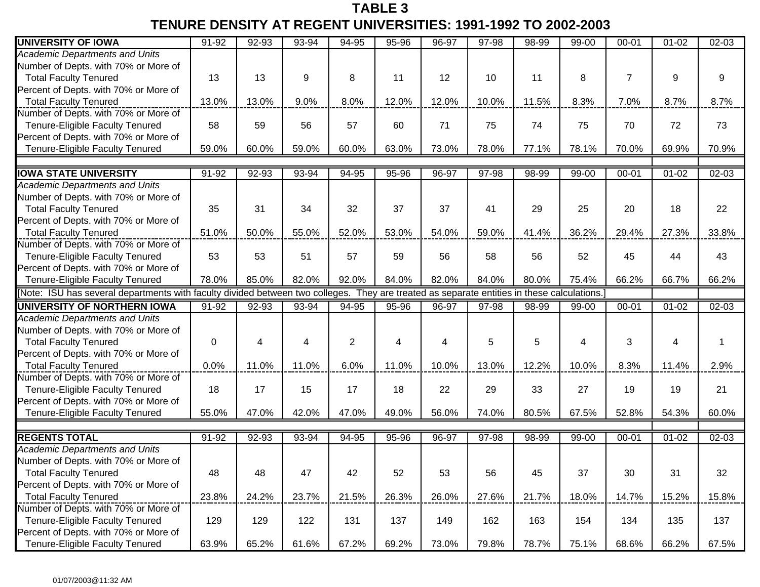# TABLE 3

# TENURE DENSITY AT REGENT UNIVERSITIES: 1991-1992 TO 2002-2003

| **UNIVERSITY OF IOWA** | 91-92 | 92-93 | 93-94 | 94-95 | 95-96 | 96-97 | 97-98 | 98-99 | 99-00 | 00-01 | 01-02 | 02-03 |
|---|---|---|---|---|---|---|---|---|---|---|---|---|
| *Academic Departments and Units* | | | | | | | | | | | | |
| Number of Depts. with 70% or More of Total Faculty Tenured | 13 | 13 | 9 | 8 | 11 | 12 | 10 | 11 | 8 | 7 | 9 | 9 |
| Percent of Depts. with 70% or More of Total Faculty Tenured | 13.0% | 13.0% | 9.0% | 8.0% | 12.0% | 12.0% | 10.0% | 11.5% | 8.3% | 7.0% | 8.7% | 8.7% |
| Number of Depts. with 70% or More of Tenure-Eligible Faculty Tenured | 58 | 59 | 56 | 57 | 60 | 71 | 75 | 74 | 75 | 70 | 72 | 73 |
| Percent of Depts. with 70% or More of Tenure-Eligible Faculty Tenured | 59.0% | 60.0% | 59.0% | 60.0% | 63.0% | 73.0% | 78.0% | 77.1% | 78.1% | 70.0% | 69.9% | 70.9% |
| | | | | | | | | | | | | |
| **IOWA STATE UNIVERSITY** | 91-92 | 92-93 | 93-94 | 94-95 | 95-96 | 96-97 | 97-98 | 98-99 | 99-00 | 00-01 | 01-02 | 02-03 |
| *Academic Departments and Units* | | | | | | | | | | | | |
| Number of Depts. with 70% or More of Total Faculty Tenured | 35 | 31 | 34 | 32 | 37 | 37 | 41 | 29 | 25 | 20 | 18 | 22 |
| Percent of Depts. with 70% or More of Total Faculty Tenured | 51.0% | 50.0% | 55.0% | 52.0% | 53.0% | 54.0% | 59.0% | 41.4% | 36.2% | 29.4% | 27.3% | 33.8% |
| Number of Depts. with 70% or More of Tenure-Eligible Faculty Tenured | 53 | 53 | 51 | 57 | 59 | 56 | 58 | 56 | 52 | 45 | 44 | 43 |
| Percent of Depts. with 70% or More of Tenure-Eligible Faculty Tenured | 78.0% | 85.0% | 82.0% | 92.0% | 84.0% | 82.0% | 84.0% | 80.0% | 75.4% | 66.2% | 66.7% | 66.2% |
| [Note: ISU has several departments with faculty divided between two colleges. They are treated as separate entities in these calculations.] | | | | | | | | | | | | |
| **UNIVERSITY OF NORTHERN IOWA** | 91-92 | 92-93 | 93-94 | 94-95 | 95-96 | 96-97 | 97-98 | 98-99 | 99-00 | 00-01 | 01-02 | 02-03 |
| *Academic Departments and Units* | | | | | | | | | | | | |
| Number of Depts. with 70% or More of Total Faculty Tenured | 0 | 4 | 4 | 2 | 4 | 4 | 5 | 5 | 4 | 3 | 4 | 1 |
| Percent of Depts. with 70% or More of Total Faculty Tenured | 0.0% | 11.0% | 11.0% | 6.0% | 11.0% | 10.0% | 13.0% | 12.2% | 10.0% | 8.3% | 11.4% | 2.9% |
| Number of Depts. with 70% or More of Tenure-Eligible Faculty Tenured | 18 | 17 | 15 | 17 | 18 | 22 | 29 | 33 | 27 | 19 | 19 | 21 |
| Percent of Depts. with 70% or More of Tenure-Eligible Faculty Tenured | 55.0% | 47.0% | 42.0% | 47.0% | 49.0% | 56.0% | 74.0% | 80.5% | 67.5% | 52.8% | 54.3% | 60.0% |
| | | | | | | | | | | | | |
| **REGENTS TOTAL** | 91-92 | 92-93 | 93-94 | 94-95 | 95-96 | 96-97 | 97-98 | 98-99 | 99-00 | 00-01 | 01-02 | 02-03 |
| *Academic Departments and Units* | | | | | | | | | | | | |
| Number of Depts. with 70% or More of Total Faculty Tenured | 48 | 48 | 47 | 42 | 52 | 53 | 56 | 45 | 37 | 30 | 31 | 32 |
| Percent of Depts. with 70% or More of Total Faculty Tenured | 23.8% | 24.2% | 23.7% | 21.5% | 26.3% | 26.0% | 27.6% | 21.7% | 18.0% | 14.7% | 15.2% | 15.8% |
| Number of Depts. with 70% or More of Tenure-Eligible Faculty Tenured | 129 | 129 | 122 | 131 | 137 | 149 | 162 | 163 | 154 | 134 | 135 | 137 |
| Percent of Depts. with 70% or More of Tenure-Eligible Faculty Tenured | 63.9% | 65.2% | 61.6% | 67.2% | 69.2% | 73.0% | 79.8% | 78.7% | 75.1% | 68.6% | 66.2% | 67.5% |

01/07/2003@11:32 AM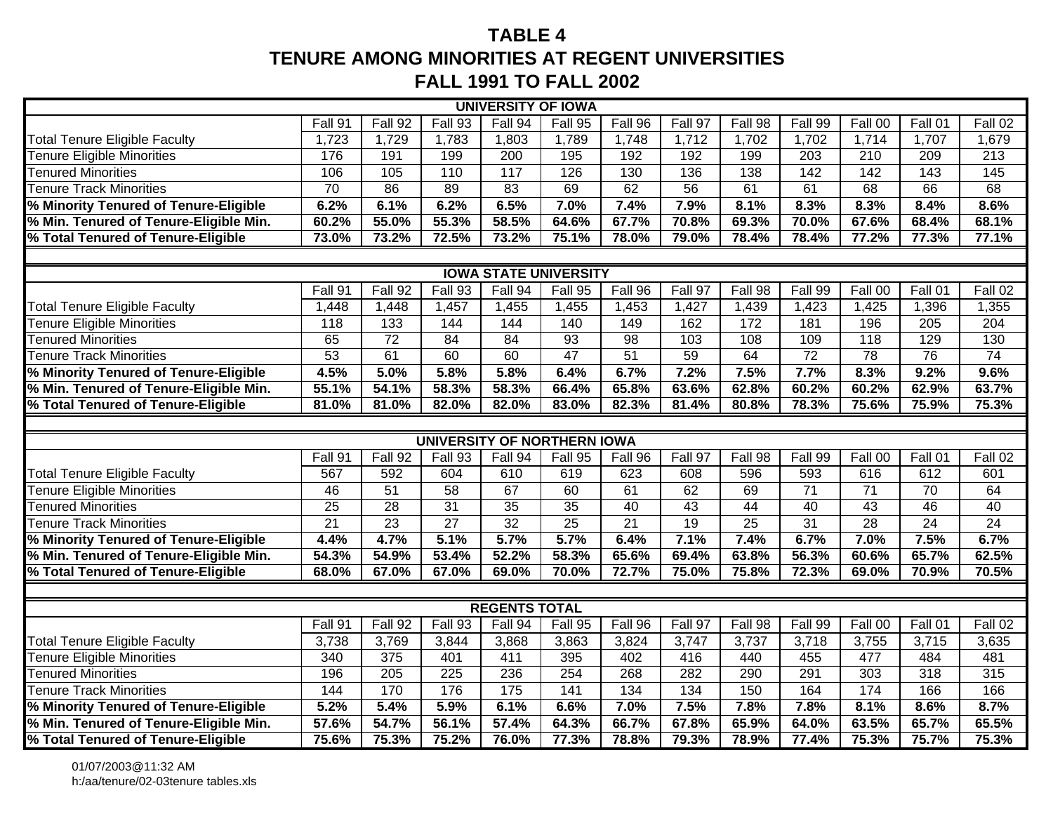# TABLE 4
# TENURE AMONG MINORITIES AT REGENT UNIVERSITIES
# FALL 1991 TO FALL 2002

| UNIVERSITY OF IOWA | | | | | | | | | | | | |
|---|---|---|---|---|---|---|---|---|---|---|---|---|
| | Fall 91 | Fall 92 | Fall 93 | Fall 94 | Fall 95 | Fall 96 | Fall 97 | Fall 98 | Fall 99 | Fall 00 | Fall 01 | Fall 02 |
| Total Tenure Eligible Faculty | 1,723 | 1,729 | 1,783 | 1,803 | 1,789 | 1,748 | 1,712 | 1,702 | 1,702 | 1,714 | 1,707 | 1,679 |
| Tenure Eligible Minorities | 176 | 191 | 199 | 200 | 195 | 192 | 192 | 199 | 203 | 210 | 209 | 213 |
| Tenured Minorities | 106 | 105 | 110 | 117 | 126 | 130 | 136 | 138 | 142 | 142 | 143 | 145 |
| Tenure Track Minorities | 70 | 86 | 89 | 83 | 69 | 62 | 56 | 61 | 61 | 68 | 66 | 68 |
| **% Minority Tenured of Tenure-Eligible** | **6.2%** | **6.1%** | **6.2%** | **6.5%** | **7.0%** | **7.4%** | **7.9%** | **8.1%** | **8.3%** | **8.3%** | **8.4%** | **8.6%** |
| **% Min. Tenured of Tenure-Eligible Min.** | **60.2%** | **55.0%** | **55.3%** | **58.5%** | **64.6%** | **67.7%** | **70.8%** | **69.3%** | **70.0%** | **67.6%** | **68.4%** | **68.1%** |
| **% Total Tenured of Tenure-Eligible** | **73.0%** | **73.2%** | **72.5%** | **73.2%** | **75.1%** | **78.0%** | **79.0%** | **78.4%** | **78.4%** | **77.2%** | **77.3%** | **77.1%** |

| IOWA STATE UNIVERSITY | | | | | | | | | | | | |
|---|---|---|---|---|---|---|---|---|---|---|---|---|
| | Fall 91 | Fall 92 | Fall 93 | Fall 94 | Fall 95 | Fall 96 | Fall 97 | Fall 98 | Fall 99 | Fall 00 | Fall 01 | Fall 02 |
| Total Tenure Eligible Faculty | 1,448 | 1,448 | 1,457 | 1,455 | 1,455 | 1,453 | 1,427 | 1,439 | 1,423 | 1,425 | 1,396 | 1,355 |
| Tenure Eligible Minorities | 118 | 133 | 144 | 144 | 140 | 149 | 162 | 172 | 181 | 196 | 205 | 204 |
| Tenured Minorities | 65 | 72 | 84 | 84 | 93 | 98 | 103 | 108 | 109 | 118 | 129 | 130 |
| Tenure Track Minorities | 53 | 61 | 60 | 60 | 47 | 51 | 59 | 64 | 72 | 78 | 76 | 74 |
| **% Minority Tenured of Tenure-Eligible** | **4.5%** | **5.0%** | **5.8%** | **5.8%** | **6.4%** | **6.7%** | **7.2%** | **7.5%** | **7.7%** | **8.3%** | **9.2%** | **9.6%** |
| **% Min. Tenured of Tenure-Eligible Min.** | **55.1%** | **54.1%** | **58.3%** | **58.3%** | **66.4%** | **65.8%** | **63.6%** | **62.8%** | **60.2%** | **60.2%** | **62.9%** | **63.7%** |
| **% Total Tenured of Tenure-Eligible** | **81.0%** | **81.0%** | **82.0%** | **82.0%** | **83.0%** | **82.3%** | **81.4%** | **80.8%** | **78.3%** | **75.6%** | **75.9%** | **75.3%** |

| UNIVERSITY OF NORTHERN IOWA | | | | | | | | | | | | |
|---|---|---|---|---|---|---|---|---|---|---|---|---|
| | Fall 91 | Fall 92 | Fall 93 | Fall 94 | Fall 95 | Fall 96 | Fall 97 | Fall 98 | Fall 99 | Fall 00 | Fall 01 | Fall 02 |
| Total Tenure Eligible Faculty | 567 | 592 | 604 | 610 | 619 | 623 | 608 | 596 | 593 | 616 | 612 | 601 |
| Tenure Eligible Minorities | 46 | 51 | 58 | 67 | 60 | 61 | 62 | 69 | 71 | 71 | 70 | 64 |
| Tenured Minorities | 25 | 28 | 31 | 35 | 35 | 40 | 43 | 44 | 40 | 43 | 46 | 40 |
| Tenure Track Minorities | 21 | 23 | 27 | 32 | 25 | 21 | 19 | 25 | 31 | 28 | 24 | 24 |
| **% Minority Tenured of Tenure-Eligible** | **4.4%** | **4.7%** | **5.1%** | **5.7%** | **5.7%** | **6.4%** | **7.1%** | **7.4%** | **6.7%** | **7.0%** | **7.5%** | **6.7%** |
| **% Min. Tenured of Tenure-Eligible Min.** | **54.3%** | **54.9%** | **53.4%** | **52.2%** | **58.3%** | **65.6%** | **69.4%** | **63.8%** | **56.3%** | **60.6%** | **65.7%** | **62.5%** |
| **% Total Tenured of Tenure-Eligible** | **68.0%** | **67.0%** | **67.0%** | **69.0%** | **70.0%** | **72.7%** | **75.0%** | **75.8%** | **72.3%** | **69.0%** | **70.9%** | **70.5%** |

| REGENTS TOTAL | | | | | | | | | | | | |
|---|---|---|---|---|---|---|---|---|---|---|---|---|
| | Fall 91 | Fall 92 | Fall 93 | Fall 94 | Fall 95 | Fall 96 | Fall 97 | Fall 98 | Fall 99 | Fall 00 | Fall 01 | Fall 02 |
| Total Tenure Eligible Faculty | 3,738 | 3,769 | 3,844 | 3,868 | 3,863 | 3,824 | 3,747 | 3,737 | 3,718 | 3,755 | 3,715 | 3,635 |
| Tenure Eligible Minorities | 340 | 375 | 401 | 411 | 395 | 402 | 416 | 440 | 455 | 477 | 484 | 481 |
| Tenured Minorities | 196 | 205 | 225 | 236 | 254 | 268 | 282 | 290 | 291 | 303 | 318 | 315 |
| Tenure Track Minorities | 144 | 170 | 176 | 175 | 141 | 134 | 134 | 150 | 164 | 174 | 166 | 166 |
| **% Minority Tenured of Tenure-Eligible** | **5.2%** | **5.4%** | **5.9%** | **6.1%** | **6.6%** | **7.0%** | **7.5%** | **7.8%** | **7.8%** | **8.1%** | **8.6%** | **8.7%** |
| **% Min. Tenured of Tenure-Eligible Min.** | **57.6%** | **54.7%** | **56.1%** | **57.4%** | **64.3%** | **66.7%** | **67.8%** | **65.9%** | **64.0%** | **63.5%** | **65.7%** | **65.5%** |
| **% Total Tenured of Tenure-Eligible** | **75.6%** | **75.3%** | **75.2%** | **76.0%** | **77.3%** | **78.8%** | **79.3%** | **78.9%** | **77.4%** | **75.3%** | **75.7%** | **75.3%** |

01/07/2003@11:32 AM
h:/aa/tenure/02-03tenure tables.xls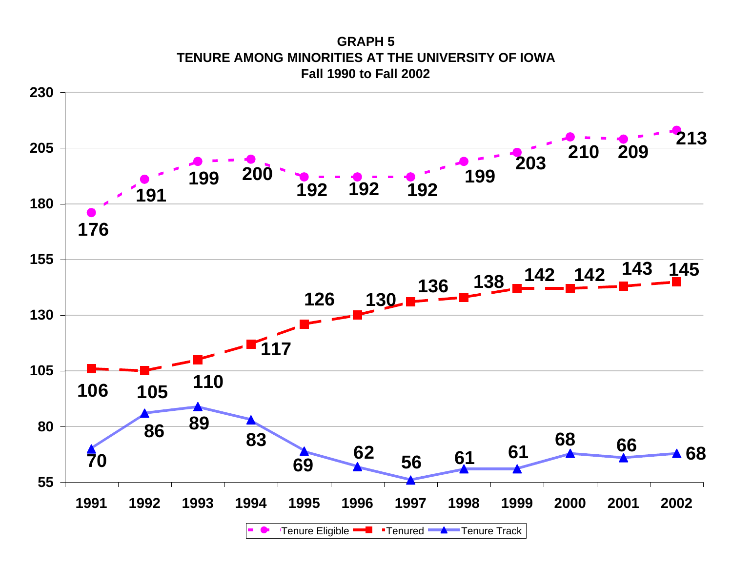**GRAPH 5**
**TENURE AMONG MINORITIES AT THE UNIVERSITY OF IOWA**
**Fall 1990 to Fall 2002**

| Year | Tenure Eligible | Tenured | Tenure Track |
|---|---|---|---|
| 1991 | 176 | 106 | 70 |
| 1992 | 191 | 105 | 86 |
| 1993 | 199 | 110 | 89 |
| 1994 | 200 | 117 | 83 |
| 1995 | 192 | 126 | 69 |
| 1996 | 192 | 130 | 62 |
| 1997 | 192 | 136 | 56 |
| 1998 | 199 | 138 | 61 |
| 1999 | 203 | 142 | 61 |
| 2000 | 210 | 142 | 68 |
| 2001 | 209 | 143 | 66 |
| 2002 | 213 | 145 | 68 |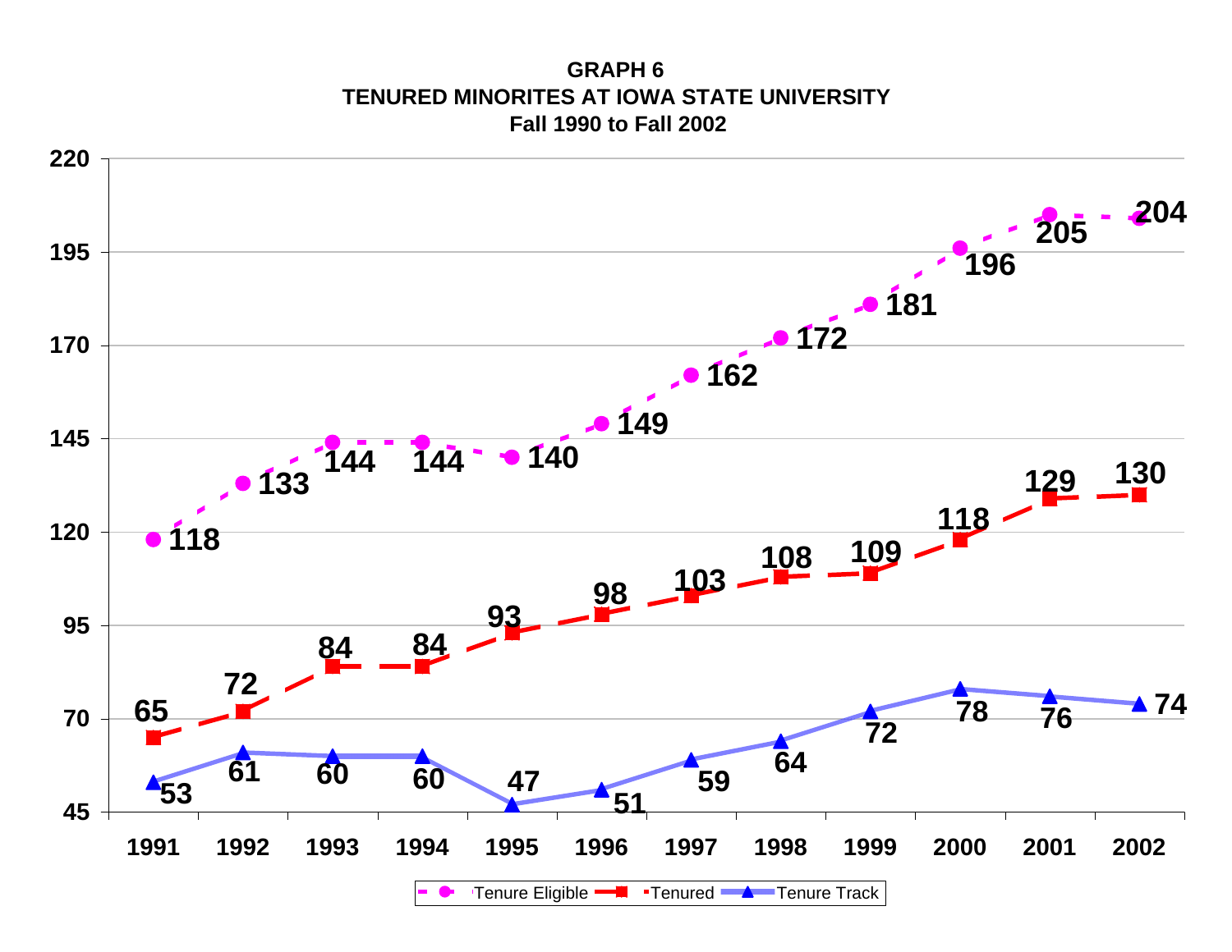**GRAPH 6**
**TENURED MINORITES AT IOWA STATE UNIVERSITY**
**Fall 1990 to Fall 2002**

| Year | Tenure Eligible | Tenured | Tenure Track |
|---|---|---|---|
| 1991 | 118 | 65 | 53 |
| 1992 | 133 | 72 | 61 |
| 1993 | 144 | 84 | 60 |
| 1994 | 144 | 84 | 60 |
| 1995 | 140 | 93 | 47 |
| 1996 | 149 | 98 | 51 |
| 1997 | 162 | 103 | 59 |
| 1998 | 172 | 108 | 64 |
| 1999 | 181 | 109 | 72 |
| 2000 | 196 | 118 | 78 |
| 2001 | 205 | 129 | 76 |
| 2002 | 204 | 130 | 74 |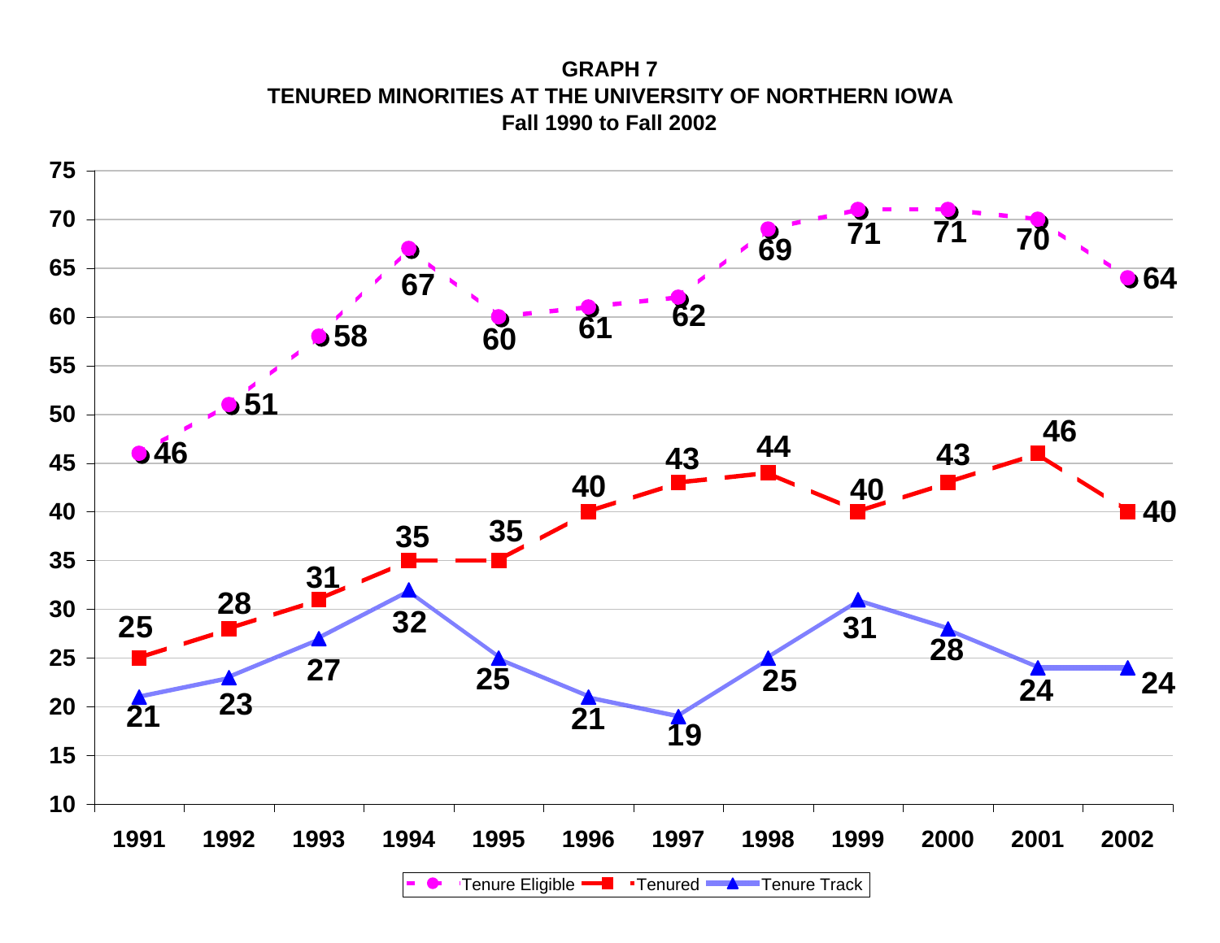### GRAPH 7
### TENURED MINORITIES AT THE UNIVERSITY OF NORTHERN IOWA
### Fall 1990 to Fall 2002

| Year | Tenure Eligible | Tenured | Tenure Track |
|---|---|---|---|
| 1991 | 46 | 25 | 21 |
| 1992 | 51 | 28 | 23 |
| 1993 | 58 | 31 | 27 |
| 1994 | 67 | 35 | 32 |
| 1995 | 60 | 35 | 25 |
| 1996 | 61 | 40 | 21 |
| 1997 | 62 | 43 | 19 |
| 1998 | 69 | 44 | 25 |
| 1999 | 71 | 40 | 31 |
| 2000 | 71 | 43 | 28 |
| 2001 | 70 | 46 | 24 |
| 2002 | 64 | 40 | 24 |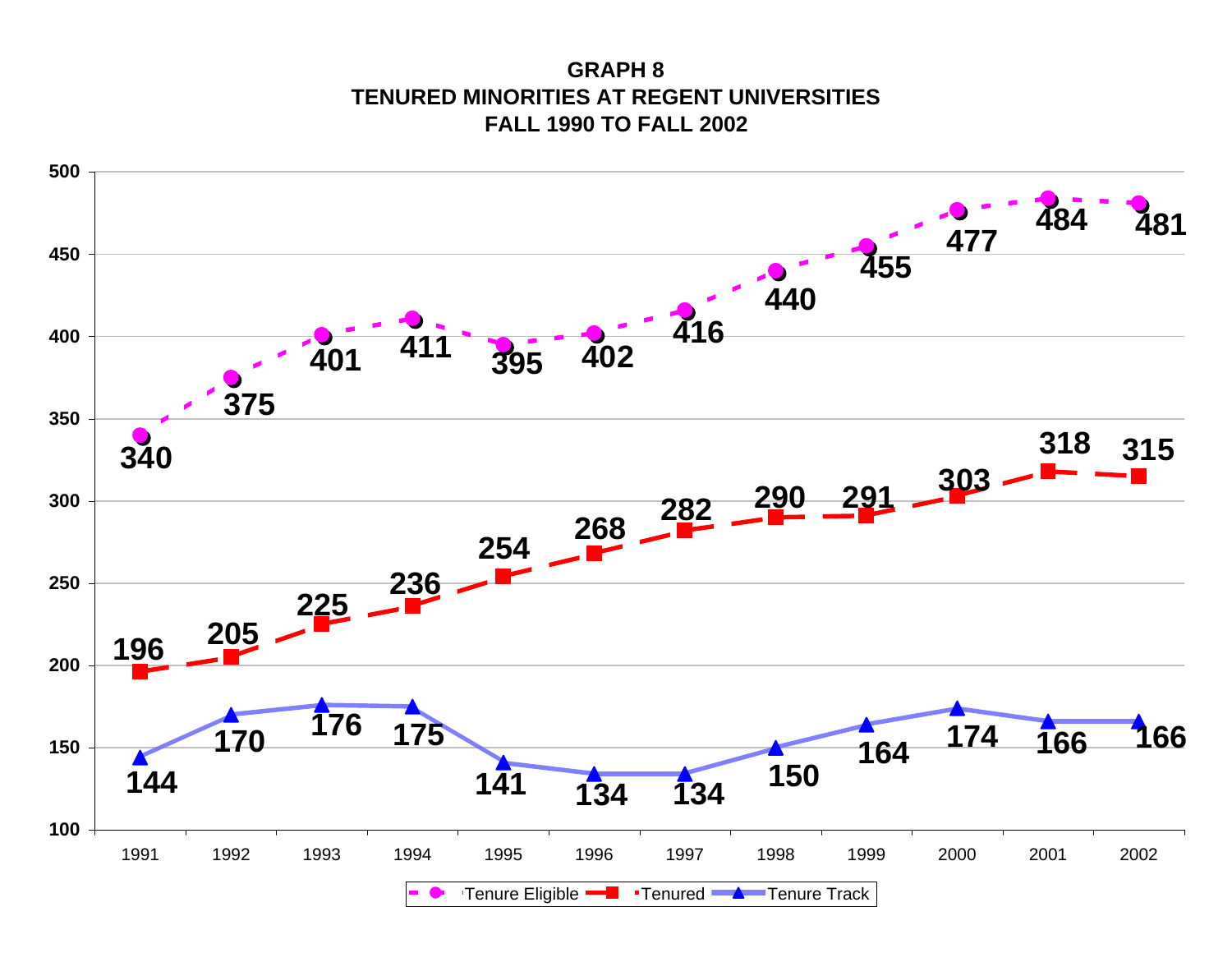**GRAPH 8**
**TENURED MINORITIES AT REGENT UNIVERSITIES**
**FALL 1990 TO FALL 2002**

| Year | Tenure Eligible | Tenured | Tenure Track |
|---|---|---|---|
| 1991 | 340 | 196 | 144 |
| 1992 | 375 | 205 | 170 |
| 1993 | 401 | 225 | 176 |
| 1994 | 411 | 236 | 175 |
| 1995 | 395 | 254 | 141 |
| 1996 | 402 | 268 | 134 |
| 1997 | 416 | 282 | 134 |
| 1998 | 440 | 290 | 150 |
| 1999 | 455 | 291 | 164 |
| 2000 | 477 | 303 | 174 |
| 2001 | 484 | 318 | 166 |
| 2002 | 481 | 315 | 166 |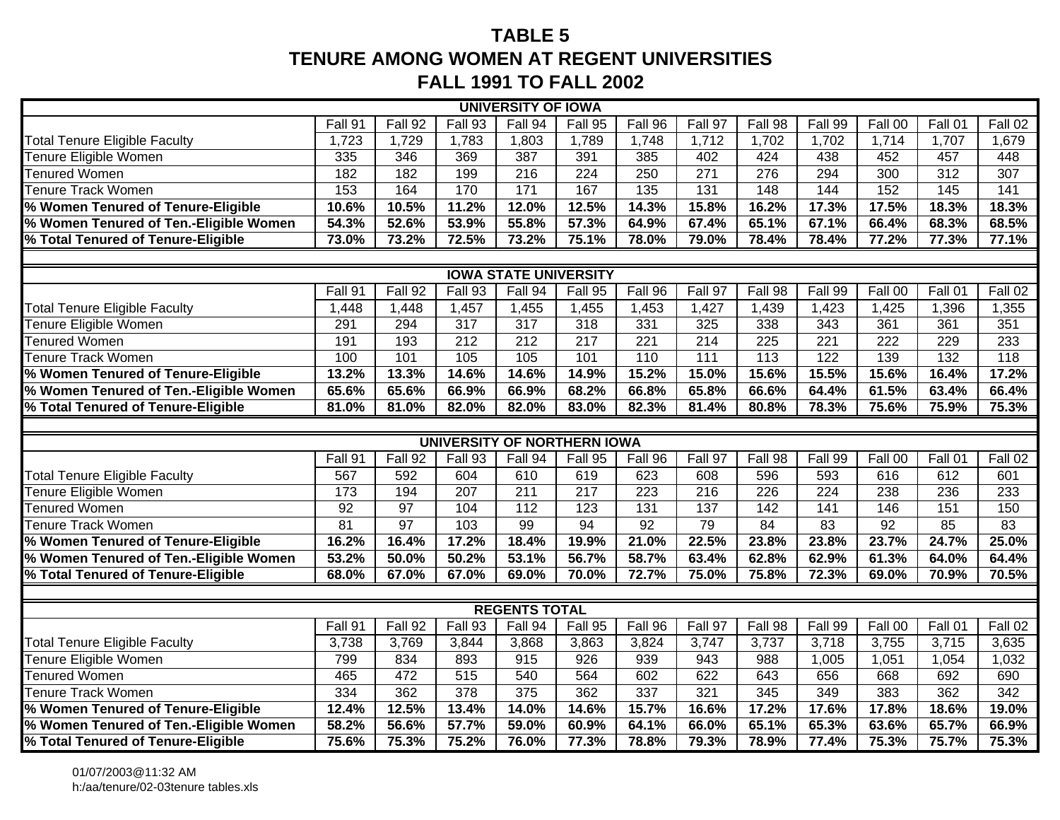# TABLE 5
# TENURE AMONG WOMEN AT REGENT UNIVERSITIES
# FALL 1991 TO FALL 2002

**UNIVERSITY OF IOWA**

| | Fall 91 | Fall 92 | Fall 93 | Fall 94 | Fall 95 | Fall 96 | Fall 97 | Fall 98 | Fall 99 | Fall 00 | Fall 01 | Fall 02 |
|---|---|---|---|---|---|---|---|---|---|---|---|---|
| Total Tenure Eligible Faculty | 1,723 | 1,729 | 1,783 | 1,803 | 1,789 | 1,748 | 1,712 | 1,702 | 1,702 | 1,714 | 1,707 | 1,679 |
| Tenure Eligible Women | 335 | 346 | 369 | 387 | 391 | 385 | 402 | 424 | 438 | 452 | 457 | 448 |
| Tenured Women | 182 | 182 | 199 | 216 | 224 | 250 | 271 | 276 | 294 | 300 | 312 | 307 |
| Tenure Track Women | 153 | 164 | 170 | 171 | 167 | 135 | 131 | 148 | 144 | 152 | 145 | 141 |
| **% Women Tenured of Tenure-Eligible** | **10.6%** | **10.5%** | **11.2%** | **12.0%** | **12.5%** | **14.3%** | **15.8%** | **16.2%** | **17.3%** | **17.5%** | **18.3%** | **18.3%** |
| **% Women Tenured of Ten.-Eligible Women** | **54.3%** | **52.6%** | **53.9%** | **55.8%** | **57.3%** | **64.9%** | **67.4%** | **65.1%** | **67.1%** | **66.4%** | **68.3%** | **68.5%** |
| **% Total Tenured of Tenure-Eligible** | **73.0%** | **73.2%** | **72.5%** | **73.2%** | **75.1%** | **78.0%** | **79.0%** | **78.4%** | **78.4%** | **77.2%** | **77.3%** | **77.1%** |

**IOWA STATE UNIVERSITY**

| | Fall 91 | Fall 92 | Fall 93 | Fall 94 | Fall 95 | Fall 96 | Fall 97 | Fall 98 | Fall 99 | Fall 00 | Fall 01 | Fall 02 |
|---|---|---|---|---|---|---|---|---|---|---|---|---|
| Total Tenure Eligible Faculty | 1,448 | 1,448 | 1,457 | 1,455 | 1,455 | 1,453 | 1,427 | 1,439 | 1,423 | 1,425 | 1,396 | 1,355 |
| Tenure Eligible Women | 291 | 294 | 317 | 317 | 318 | 331 | 325 | 338 | 343 | 361 | 361 | 351 |
| Tenured Women | 191 | 193 | 212 | 212 | 217 | 221 | 214 | 225 | 221 | 222 | 229 | 233 |
| Tenure Track Women | 100 | 101 | 105 | 105 | 101 | 110 | 111 | 113 | 122 | 139 | 132 | 118 |
| **% Women Tenured of Tenure-Eligible** | **13.2%** | **13.3%** | **14.6%** | **14.6%** | **14.9%** | **15.2%** | **15.0%** | **15.6%** | **15.5%** | **15.6%** | **16.4%** | **17.2%** |
| **% Women Tenured of Ten.-Eligible Women** | **65.6%** | **65.6%** | **66.9%** | **66.9%** | **68.2%** | **66.8%** | **65.8%** | **66.6%** | **64.4%** | **61.5%** | **63.4%** | **66.4%** |
| **% Total Tenured of Tenure-Eligible** | **81.0%** | **81.0%** | **82.0%** | **82.0%** | **83.0%** | **82.3%** | **81.4%** | **80.8%** | **78.3%** | **75.6%** | **75.9%** | **75.3%** |

**UNIVERSITY OF NORTHERN IOWA**

| | Fall 91 | Fall 92 | Fall 93 | Fall 94 | Fall 95 | Fall 96 | Fall 97 | Fall 98 | Fall 99 | Fall 00 | Fall 01 | Fall 02 |
|---|---|---|---|---|---|---|---|---|---|---|---|---|
| Total Tenure Eligible Faculty | 567 | 592 | 604 | 610 | 619 | 623 | 608 | 596 | 593 | 616 | 612 | 601 |
| Tenure Eligible Women | 173 | 194 | 207 | 211 | 217 | 223 | 216 | 226 | 224 | 238 | 236 | 233 |
| Tenured Women | 92 | 97 | 104 | 112 | 123 | 131 | 137 | 142 | 141 | 146 | 151 | 150 |
| Tenure Track Women | 81 | 97 | 103 | 99 | 94 | 92 | 79 | 84 | 83 | 92 | 85 | 83 |
| **% Women Tenured of Tenure-Eligible** | **16.2%** | **16.4%** | **17.2%** | **18.4%** | **19.9%** | **21.0%** | **22.5%** | **23.8%** | **23.8%** | **23.7%** | **24.7%** | **25.0%** |
| **% Women Tenured of Ten.-Eligible Women** | **53.2%** | **50.0%** | **50.2%** | **53.1%** | **56.7%** | **58.7%** | **63.4%** | **62.8%** | **62.9%** | **61.3%** | **64.0%** | **64.4%** |
| **% Total Tenured of Tenure-Eligible** | **68.0%** | **67.0%** | **67.0%** | **69.0%** | **70.0%** | **72.7%** | **75.0%** | **75.8%** | **72.3%** | **69.0%** | **70.9%** | **70.5%** |

**REGENTS TOTAL**

| | Fall 91 | Fall 92 | Fall 93 | Fall 94 | Fall 95 | Fall 96 | Fall 97 | Fall 98 | Fall 99 | Fall 00 | Fall 01 | Fall 02 |
|---|---|---|---|---|---|---|---|---|---|---|---|---|
| Total Tenure Eligible Faculty | 3,738 | 3,769 | 3,844 | 3,868 | 3,863 | 3,824 | 3,747 | 3,737 | 3,718 | 3,755 | 3,715 | 3,635 |
| Tenure Eligible Women | 799 | 834 | 893 | 915 | 926 | 939 | 943 | 988 | 1,005 | 1,051 | 1,054 | 1,032 |
| Tenured Women | 465 | 472 | 515 | 540 | 564 | 602 | 622 | 643 | 656 | 668 | 692 | 690 |
| Tenure Track Women | 334 | 362 | 378 | 375 | 362 | 337 | 321 | 345 | 349 | 383 | 362 | 342 |
| **% Women Tenured of Tenure-Eligible** | **12.4%** | **12.5%** | **13.4%** | **14.0%** | **14.6%** | **15.7%** | **16.6%** | **17.2%** | **17.6%** | **17.8%** | **18.6%** | **19.0%** |
| **% Women Tenured of Ten.-Eligible Women** | **58.2%** | **56.6%** | **57.7%** | **59.0%** | **60.9%** | **64.1%** | **66.0%** | **65.1%** | **65.3%** | **63.6%** | **65.7%** | **66.9%** |
| **% Total Tenured of Tenure-Eligible** | **75.6%** | **75.3%** | **75.2%** | **76.0%** | **77.3%** | **78.8%** | **79.3%** | **78.9%** | **77.4%** | **75.3%** | **75.7%** | **75.3%** |

01/07/2003@11:32 AM
h:/aa/tenure/02-03tenure tables.xls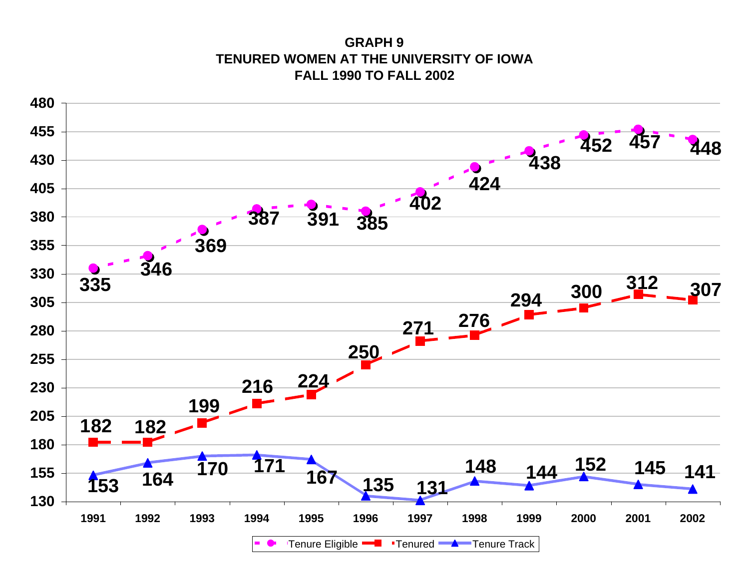**GRAPH 9**
**TENURED WOMEN AT THE UNIVERSITY OF IOWA**
**FALL 1990 TO FALL 2002**

| Year | Tenure Eligible | Tenured | Tenure Track |
|---|---|---|---|
| 1991 | 335 | 182 | 153 |
| 1992 | 346 | 182 | 164 |
| 1993 | 369 | 199 | 170 |
| 1994 | 387 | 216 | 171 |
| 1995 | 391 | 224 | 167 |
| 1996 | 385 | 250 | 135 |
| 1997 | 402 | 271 | 131 |
| 1998 | 424 | 276 | 148 |
| 1999 | 438 | 294 | 144 |
| 2000 | 452 | 300 | 152 |
| 2001 | 457 | 312 | 145 |
| 2002 | 448 | 307 | 141 |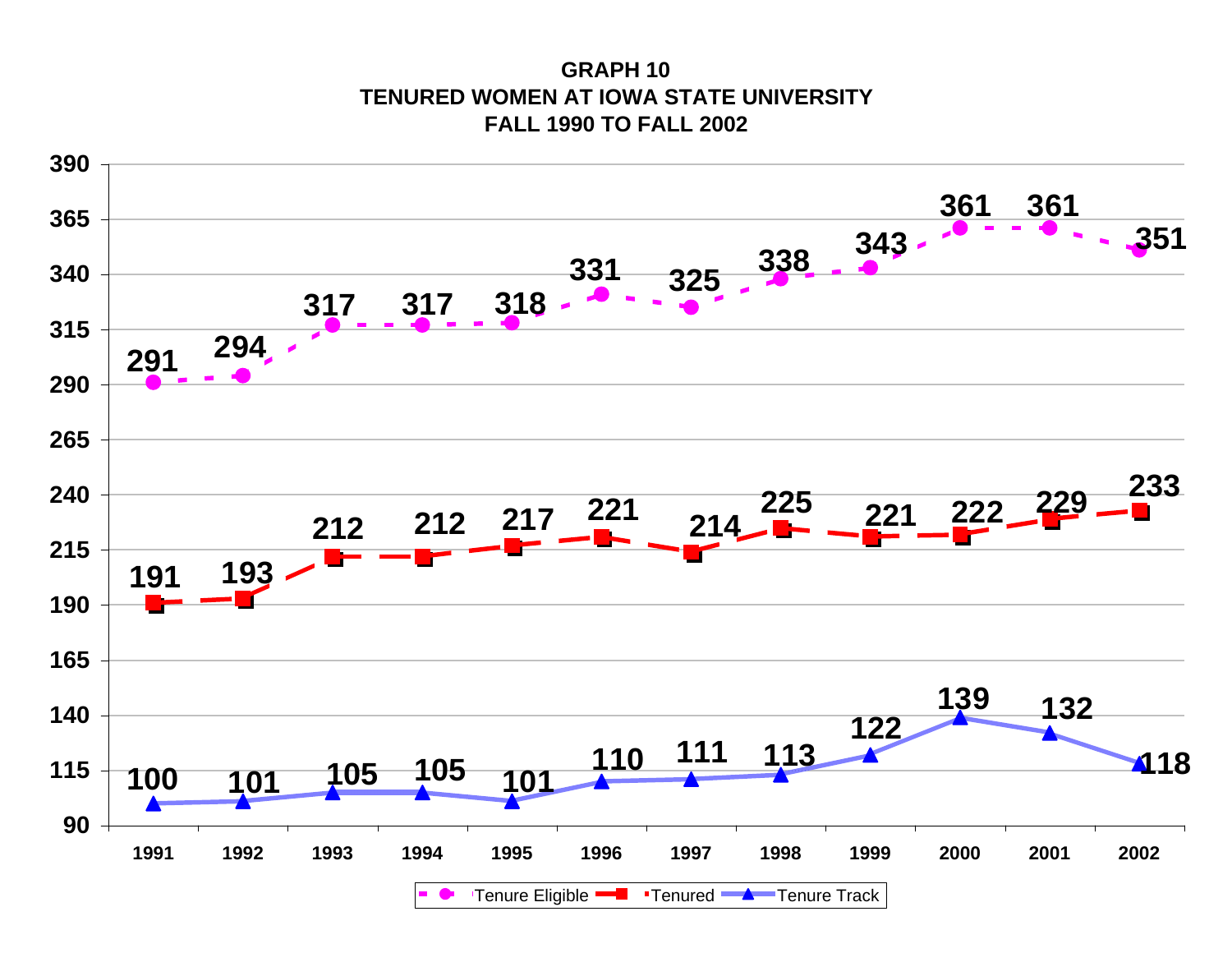**GRAPH 10**
**TENURED WOMEN AT IOWA STATE UNIVERSITY**
**FALL 1990 TO FALL 2002**

| Year | Tenure Eligible | Tenured | Tenure Track |
|---|---|---|---|
| 1991 | 291 | 191 | 100 |
| 1992 | 294 | 193 | 101 |
| 1993 | 317 | 212 | 105 |
| 1994 | 317 | 212 | 105 |
| 1995 | 318 | 217 | 101 |
| 1996 | 331 | 221 | 110 |
| 1997 | 325 | 214 | 111 |
| 1998 | 338 | 225 | 113 |
| 1999 | 343 | 221 | 122 |
| 2000 | 361 | 222 | 139 |
| 2001 | 361 | 229 | 132 |
| 2002 | 351 | 233 | 118 |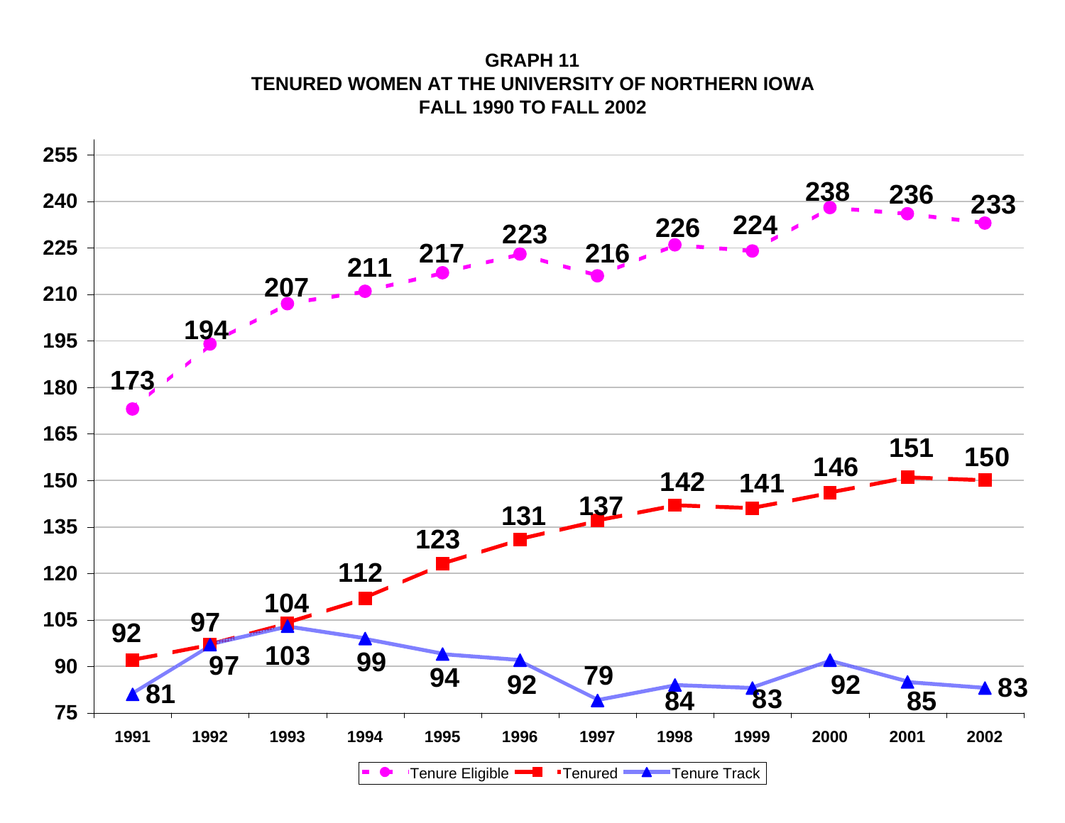**GRAPH 11**
**TENURED WOMEN AT THE UNIVERSITY OF NORTHERN IOWA**
**FALL 1990 TO FALL 2002**

| Year | Tenure Eligible | Tenured | Tenure Track |
|---|---|---|---|
| 1991 | 173 | 92 | 81 |
| 1992 | 194 | 97 | 97 |
| 1993 | 207 | 104 | 103 |
| 1994 | 211 | 112 | 99 |
| 1995 | 217 | 123 | 94 |
| 1996 | 223 | 131 | 92 |
| 1997 | 216 | 137 | 79 |
| 1998 | 226 | 142 | 84 |
| 1999 | 224 | 141 | 83 |
| 2000 | 238 | 146 | 92 |
| 2001 | 236 | 151 | 85 |
| 2002 | 233 | 150 | 83 |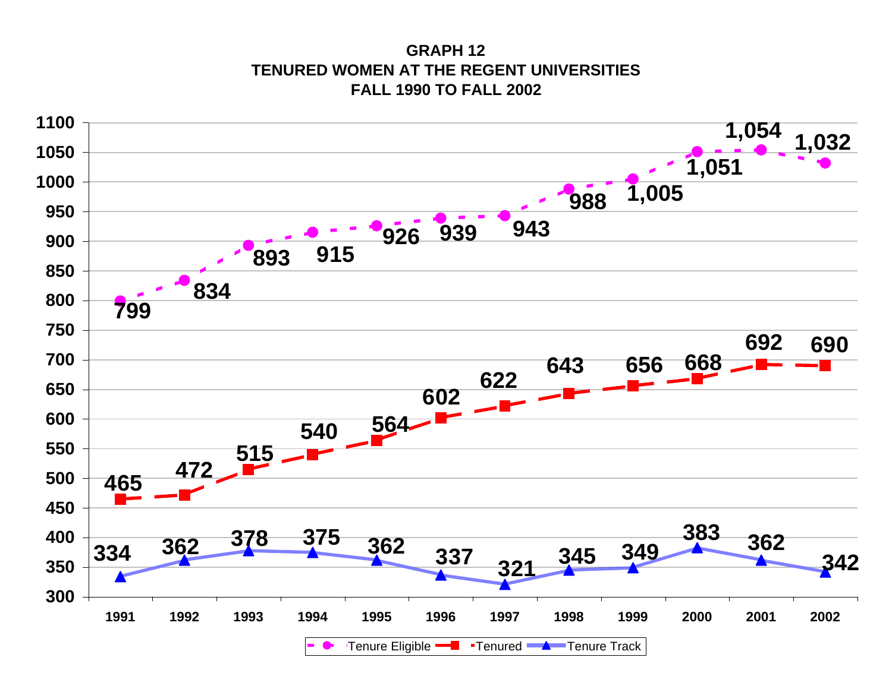**GRAPH 12**
**TENURED WOMEN AT THE REGENT UNIVERSITIES**
**FALL 1990 TO FALL 2002**

| Year | Tenure Eligible | Tenured | Tenure Track |
|---|---|---|---|
| 1991 | 799 | 465 | 334 |
| 1992 | 834 | 472 | 362 |
| 1993 | 893 | 515 | 378 |
| 1994 | 915 | 540 | 375 |
| 1995 | 926 | 564 | 362 |
| 1996 | 939 | 602 | 337 |
| 1997 | 943 | 622 | 321 |
| 1998 | 988 | 643 | 345 |
| 1999 | 1,005 | 656 | 349 |
| 2000 | 1,051 | 668 | 383 |
| 2001 | 1,054 | 692 | 362 |
| 2002 | 1,032 | 690 | 342 |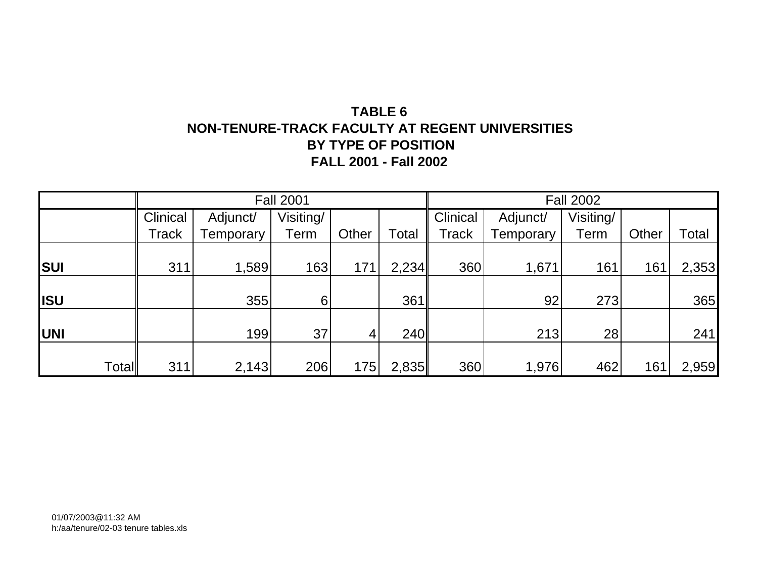# TABLE 6
## NON-TENURE-TRACK FACULTY AT REGENT UNIVERSITIES
## BY TYPE OF POSITION
## FALL 2001 - Fall 2002

| | Fall 2001 | | | | | Fall 2002 | | | | |
|---|---|---|---|---|---|---|---|---|---|---|
| | Clinical Track | Adjunct/ Temporary | Visiting/ Term | Other | Total | Clinical Track | Adjunct/ Temporary | Visiting/ Term | Other | Total |
| **SUI** | 311 | 1,589 | 163 | 171 | 2,234 | 360 | 1,671 | 161 | 161 | 2,353 |
| **ISU** | | 355 | 6 | | 361 | | 92 | 273 | | 365 |
| **UNI** | | 199 | 37 | 4 | 240 | | 213 | 28 | | 241 |
| Total | 311 | 2,143 | 206 | 175 | 2,835 | 360 | 1,976 | 462 | 161 | 2,959 |

01/07/2003@11:32 AM
h:/aa/tenure/02-03 tenure tables.xls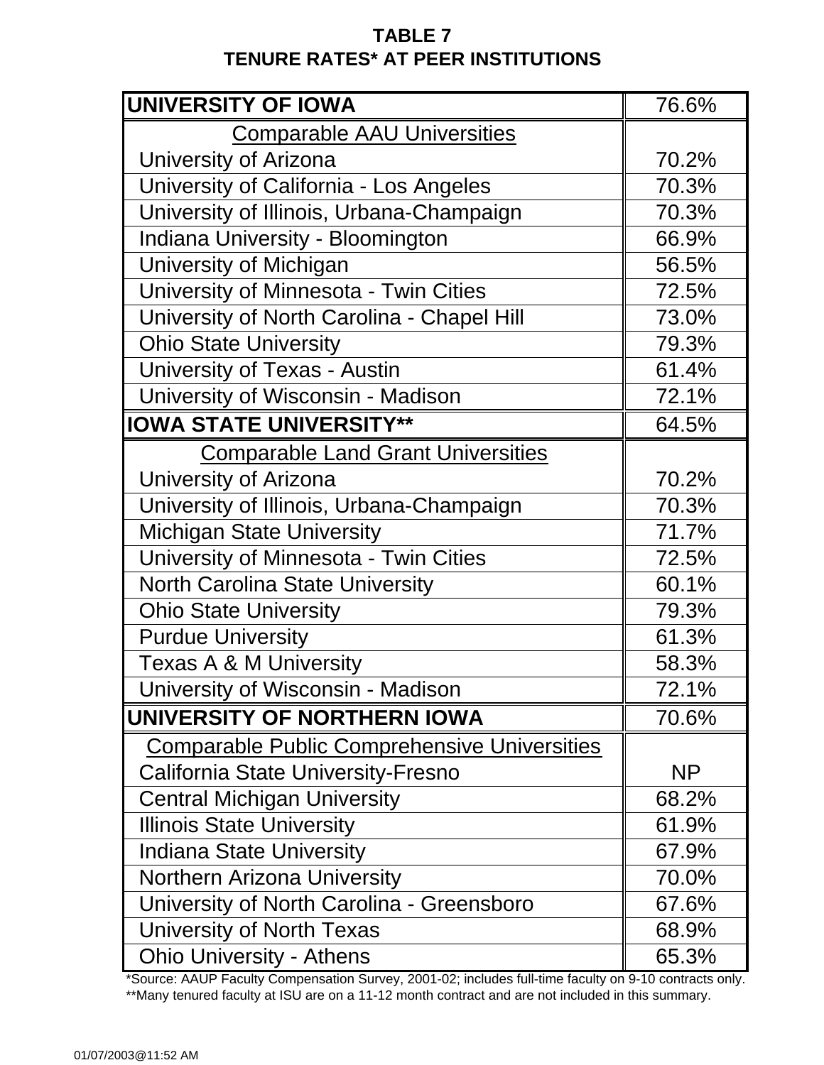**TABLE 7**
**TENURE RATES* AT PEER INSTITUTIONS**

| | |
|---|---|
| **UNIVERSITY OF IOWA** | 76.6% |
| Comparable AAU Universities | |
| University of Arizona | 70.2% |
| University of California - Los Angeles | 70.3% |
| University of Illinois, Urbana-Champaign | 70.3% |
| Indiana University - Bloomington | 66.9% |
| University of Michigan | 56.5% |
| University of Minnesota - Twin Cities | 72.5% |
| University of North Carolina - Chapel Hill | 73.0% |
| Ohio State University | 79.3% |
| University of Texas - Austin | 61.4% |
| University of Wisconsin - Madison | 72.1% |
| **IOWA STATE UNIVERSITY**** | 64.5% |
| Comparable Land Grant Universities | |
| University of Arizona | 70.2% |
| University of Illinois, Urbana-Champaign | 70.3% |
| Michigan State University | 71.7% |
| University of Minnesota - Twin Cities | 72.5% |
| North Carolina State University | 60.1% |
| Ohio State University | 79.3% |
| Purdue University | 61.3% |
| Texas A & M University | 58.3% |
| University of Wisconsin - Madison | 72.1% |
| **UNIVERSITY OF NORTHERN IOWA** | 70.6% |
| Comparable Public Comprehensive Universities | |
| California State University-Fresno | NP |
| Central Michigan University | 68.2% |
| Illinois State University | 61.9% |
| Indiana State University | 67.9% |
| Northern Arizona University | 70.0% |
| University of North Carolina - Greensboro | 67.6% |
| University of North Texas | 68.9% |
| Ohio University - Athens | 65.3% |

*Source: AAUP Faculty Compensation Survey, 2001-02; includes full-time faculty on 9-10 contracts only.
**Many tenured faculty at ISU are on a 11-12 month contract and are not included in this summary.

01/07/2003@11:52 AM